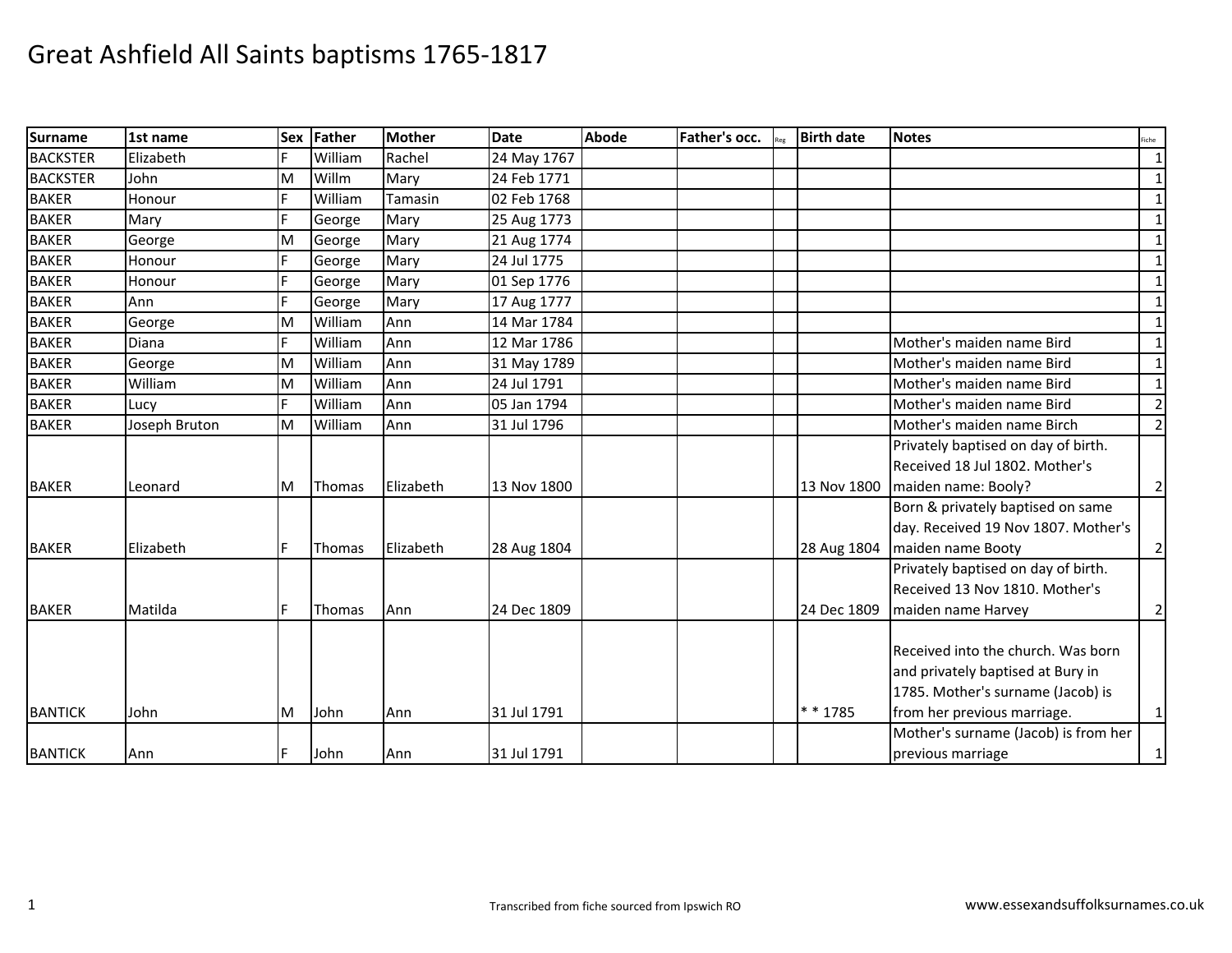# Great Ashfield All Saints baptisms 1765-1817

| Surname | 1st name | Sex | Father | Mother | Date | Abode | Father's occ. | Reg | Birth date | Notes | Fiche |
|---|---|---|---|---|---|---|---|---|---|---|---|
| BACKSTER | Elizabeth | F | William | Rachel | 24 May 1767 | | | | | | 1 |
| BACKSTER | John | M | Willm | Mary | 24 Feb 1771 | | | | | | 1 |
| BAKER | Honour | F | William | Tamasin | 02 Feb 1768 | | | | | | 1 |
| BAKER | Mary | F | George | Mary | 25 Aug 1773 | | | | | | 1 |
| BAKER | George | M | George | Mary | 21 Aug 1774 | | | | | | 1 |
| BAKER | Honour | F | George | Mary | 24 Jul 1775 | | | | | | 1 |
| BAKER | Honour | F | George | Mary | 01 Sep 1776 | | | | | | 1 |
| BAKER | Ann | F | George | Mary | 17 Aug 1777 | | | | | | 1 |
| BAKER | George | M | William | Ann | 14 Mar 1784 | | | | | | 1 |
| BAKER | Diana | F | William | Ann | 12 Mar 1786 | | | | | Mother's maiden name Bird | 1 |
| BAKER | George | M | William | Ann | 31 May 1789 | | | | | Mother's maiden name Bird | 1 |
| BAKER | William | M | William | Ann | 24 Jul 1791 | | | | | Mother's maiden name Bird | 1 |
| BAKER | Lucy | F | William | Ann | 05 Jan 1794 | | | | | Mother's maiden name Bird | 2 |
| BAKER | Joseph Bruton | M | William | Ann | 31 Jul 1796 | | | | | Mother's maiden name Birch | 2 |
| BAKER | Leonard | M | Thomas | Elizabeth | 13 Nov 1800 | | | | 13 Nov 1800 | Privately baptised on day of birth. Received 18 Jul 1802. Mother's maiden name: Booly? | 2 |
| BAKER | Elizabeth | F | Thomas | Elizabeth | 28 Aug 1804 | | | | 28 Aug 1804 | Born & privately baptised on same day. Received 19 Nov 1807. Mother's maiden name Booty | 2 |
| BAKER | Matilda | F | Thomas | Ann | 24 Dec 1809 | | | | 24 Dec 1809 | Privately baptised on day of birth. Received 13 Nov 1810. Mother's maiden name Harvey | 2 |
| BANTICK | John | M | John | Ann | 31 Jul 1791 | | | | * * 1785 | Received into the church. Was born and privately baptised at Bury in 1785. Mother's surname (Jacob) is from her previous marriage. | 1 |
| BANTICK | Ann | F | John | Ann | 31 Jul 1791 | | | | | Mother's surname (Jacob) is from her previous marriage | 1 |

Transcribed from fiche sourced from Ipswich RO

www.essexandsuffolksurnames.co.uk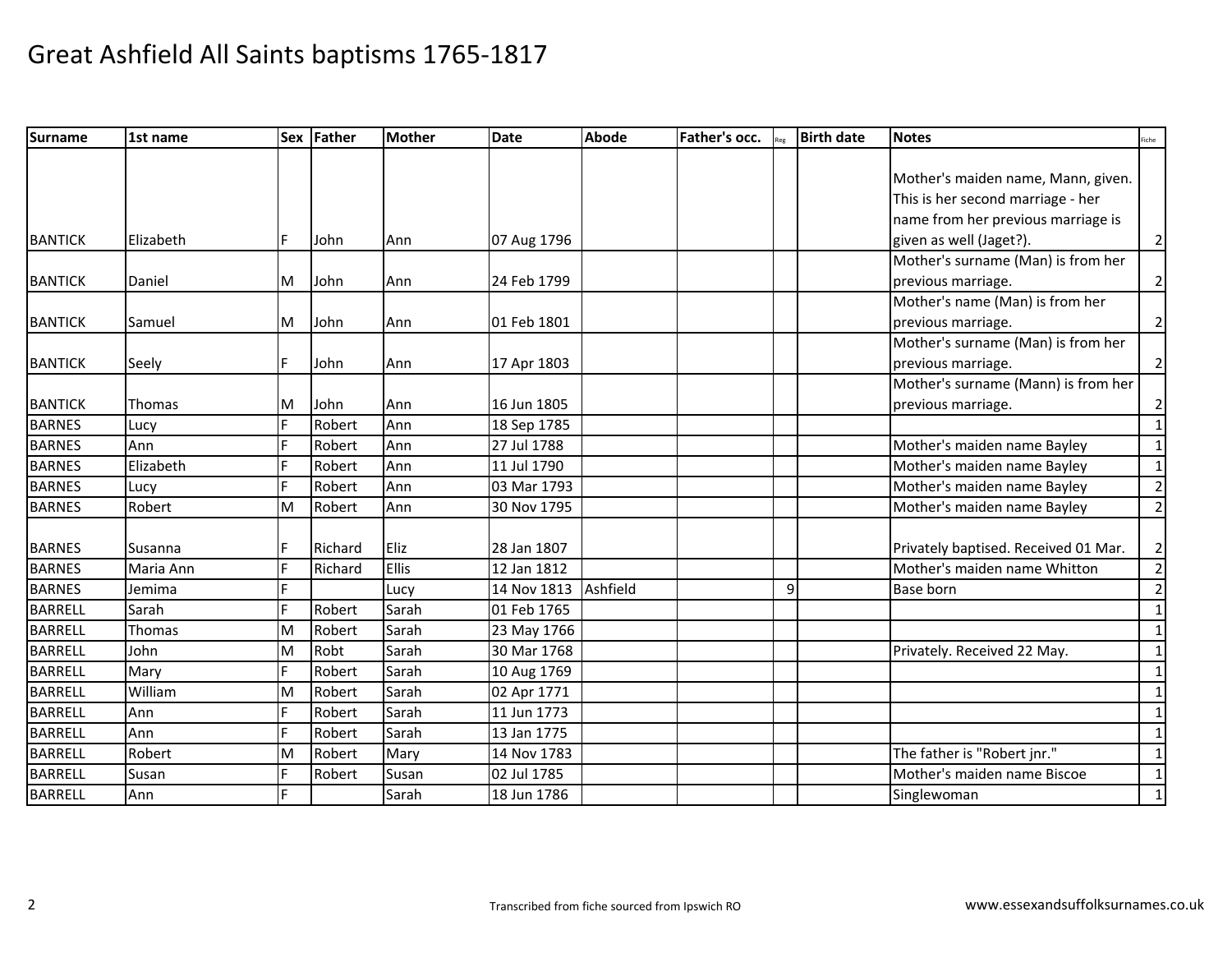# Great Ashfield All Saints baptisms 1765-1817

| Surname | 1st name | Sex | Father | Mother | Date | Abode | Father's occ. | Reg | Birth date | Notes | Fiche |
|---|---|---|---|---|---|---|---|---|---|---|---|
| BANTICK | Elizabeth | F | John | Ann | 07 Aug 1796 | | | | | Mother's maiden name, Mann, given. This is her second marriage - her name from her previous marriage is given as well (Jaget?). | 2 |
| BANTICK | Daniel | M | John | Ann | 24 Feb 1799 | | | | | Mother's surname (Man) is from her previous marriage. | 2 |
| BANTICK | Samuel | M | John | Ann | 01 Feb 1801 | | | | | Mother's name (Man) is from her previous marriage. | 2 |
| BANTICK | Seely | F | John | Ann | 17 Apr 1803 | | | | | Mother's surname (Man) is from her previous marriage. | 2 |
| BANTICK | Thomas | M | John | Ann | 16 Jun 1805 | | | | | Mother's surname (Mann) is from her previous marriage. | 2 |
| BARNES | Lucy | F | Robert | Ann | 18 Sep 1785 | | | | | | 1 |
| BARNES | Ann | F | Robert | Ann | 27 Jul 1788 | | | | | Mother's maiden name Bayley | 1 |
| BARNES | Elizabeth | F | Robert | Ann | 11 Jul 1790 | | | | | Mother's maiden name Bayley | 1 |
| BARNES | Lucy | F | Robert | Ann | 03 Mar 1793 | | | | | Mother's maiden name Bayley | 2 |
| BARNES | Robert | M | Robert | Ann | 30 Nov 1795 | | | | | Mother's maiden name Bayley | 2 |
| BARNES | Susanna | F | Richard | Eliz | 28 Jan 1807 | | | | | Privately baptised. Received 01 Mar. | 2 |
| BARNES | Maria Ann | F | Richard | Ellis | 12 Jan 1812 | | | | | Mother's maiden name Whitton | 2 |
| BARNES | Jemima | F | | Lucy | 14 Nov 1813 | Ashfield | | 9 | | Base born | 2 |
| BARRELL | Sarah | F | Robert | Sarah | 01 Feb 1765 | | | | | | 1 |
| BARRELL | Thomas | M | Robert | Sarah | 23 May 1766 | | | | | | 1 |
| BARRELL | John | M | Robt | Sarah | 30 Mar 1768 | | | | | Privately. Received 22 May. | 1 |
| BARRELL | Mary | F | Robert | Sarah | 10 Aug 1769 | | | | | | 1 |
| BARRELL | William | M | Robert | Sarah | 02 Apr 1771 | | | | | | 1 |
| BARRELL | Ann | F | Robert | Sarah | 11 Jun 1773 | | | | | | 1 |
| BARRELL | Ann | F | Robert | Sarah | 13 Jan 1775 | | | | | | 1 |
| BARRELL | Robert | M | Robert | Mary | 14 Nov 1783 | | | | | The father is "Robert jnr." | 1 |
| BARRELL | Susan | F | Robert | Susan | 02 Jul 1785 | | | | | Mother's maiden name Biscoe | 1 |
| BARRELL | Ann | F | | Sarah | 18 Jun 1786 | | | | | Singlewoman | 1 |

Transcribed from fiche sourced from Ipswich RO

www.essexandsuffolksurnames.co.uk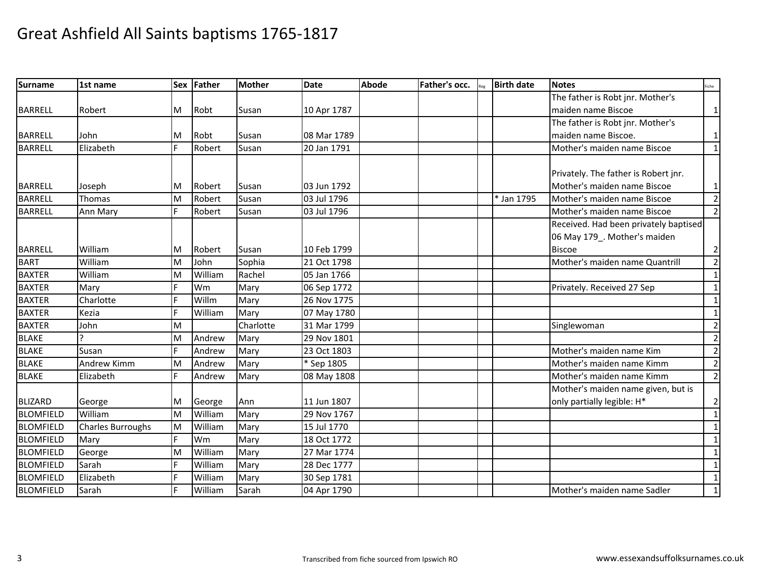# Great Ashfield All Saints baptisms 1765-1817

| Surname | 1st name | Sex | Father | Mother | Date | Abode | Father's occ. | Reg | Birth date | Notes | Fiche |
|---|---|---|---|---|---|---|---|---|---|---|---|
| BARRELL | Robert | M | Robt | Susan | 10 Apr 1787 | | | | | The father is Robt jnr. Mother's maiden name Biscoe | 1 |
| BARRELL | John | M | Robt | Susan | 08 Mar 1789 | | | | | The father is Robt jnr. Mother's maiden name Biscoe. | 1 |
| BARRELL | Elizabeth | F | Robert | Susan | 20 Jan 1791 | | | | | Mother's maiden name Biscoe | 1 |
| BARRELL | Joseph | M | Robert | Susan | 03 Jun 1792 | | | | | Privately. The father is Robert jnr. Mother's maiden name Biscoe | 1 |
| BARRELL | Thomas | M | Robert | Susan | 03 Jul 1796 | | | | * Jan 1795 | Mother's maiden name Biscoe | 2 |
| BARRELL | Ann Mary | F | Robert | Susan | 03 Jul 1796 | | | | | Mother's maiden name Biscoe | 2 |
| BARRELL | William | M | Robert | Susan | 10 Feb 1799 | | | | | Received. Had been privately baptised 06 May 179_. Mother's maiden Biscoe | 2 |
| BART | William | M | John | Sophia | 21 Oct 1798 | | | | | Mother's maiden name Quantrill | 2 |
| BAXTER | William | M | William | Rachel | 05 Jan 1766 | | | | | | 1 |
| BAXTER | Mary | F | Wm | Mary | 06 Sep 1772 | | | | | Privately. Received 27 Sep | 1 |
| BAXTER | Charlotte | F | Willm | Mary | 26 Nov 1775 | | | | | | 1 |
| BAXTER | Kezia | F | William | Mary | 07 May 1780 | | | | | | 1 |
| BAXTER | John | M | | Charlotte | 31 Mar 1799 | | | | | Singlewoman | 2 |
| BLAKE | ? | M | Andrew | Mary | 29 Nov 1801 | | | | | | 2 |
| BLAKE | Susan | F | Andrew | Mary | 23 Oct 1803 | | | | | Mother's maiden name Kim | 2 |
| BLAKE | Andrew Kimm | M | Andrew | Mary | * Sep 1805 | | | | | Mother's maiden name Kimm | 2 |
| BLAKE | Elizabeth | F | Andrew | Mary | 08 May 1808 | | | | | Mother's maiden name Kimm | 2 |
| BLIZARD | George | M | George | Ann | 11 Jun 1807 | | | | | Mother's maiden name given, but is only partially legible: H* | 2 |
| BLOMFIELD | William | M | William | Mary | 29 Nov 1767 | | | | | | 1 |
| BLOMFIELD | Charles Burroughs | M | William | Mary | 15 Jul 1770 | | | | | | 1 |
| BLOMFIELD | Mary | F | Wm | Mary | 18 Oct 1772 | | | | | | 1 |
| BLOMFIELD | George | M | William | Mary | 27 Mar 1774 | | | | | | 1 |
| BLOMFIELD | Sarah | F | William | Mary | 28 Dec 1777 | | | | | | 1 |
| BLOMFIELD | Elizabeth | F | William | Mary | 30 Sep 1781 | | | | | | 1 |
| BLOMFIELD | Sarah | F | William | Sarah | 04 Apr 1790 | | | | | Mother's maiden name Sadler | 1 |

Transcribed from fiche sourced from Ipswich RO

www.essexandsuffolksurnames.co.uk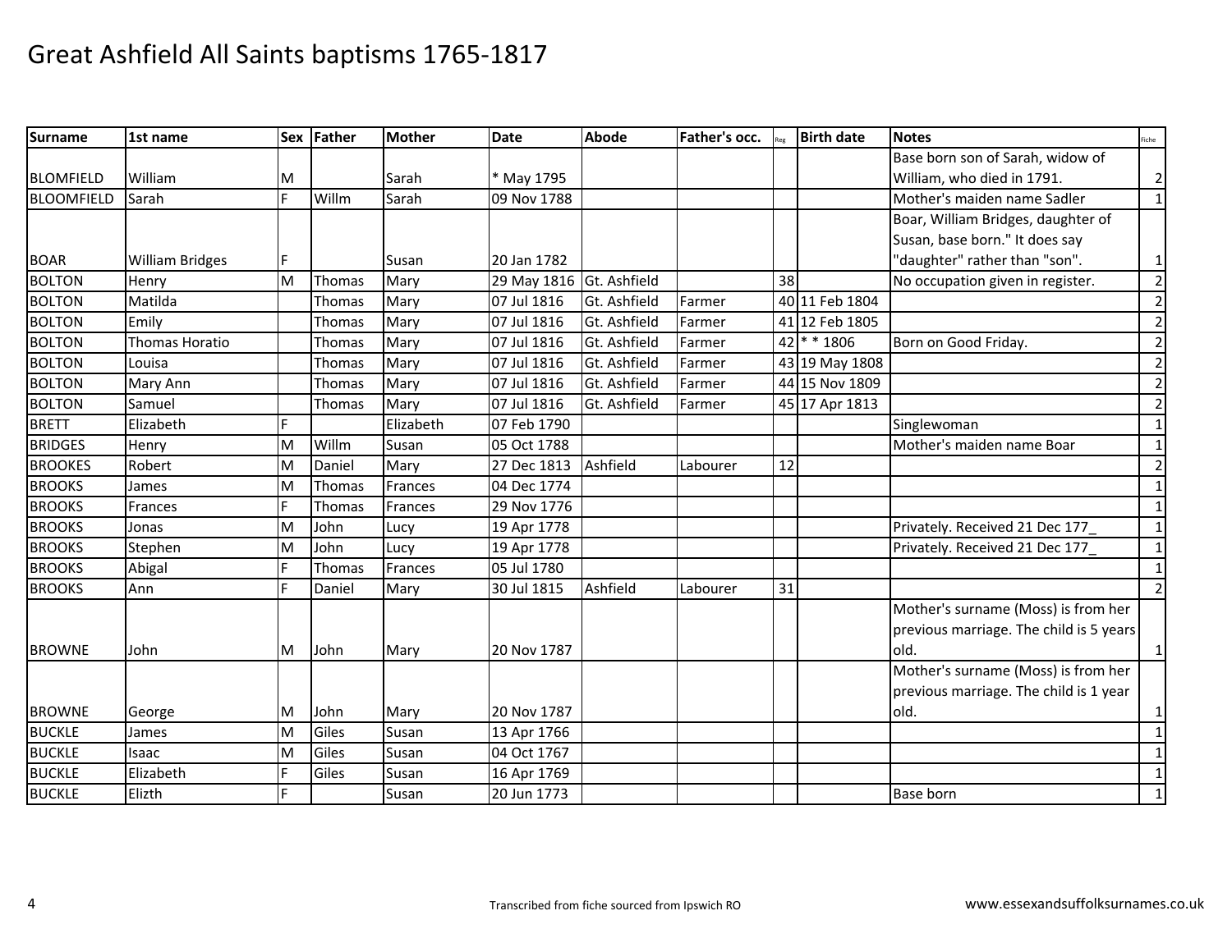# Great Ashfield All Saints baptisms 1765-1817

| Surname | 1st name | Sex | Father | Mother | Date | Abode | Father's occ. | Reg | Birth date | Notes | Fiche |
|---|---|---|---|---|---|---|---|---|---|---|---|
| BLOMFIELD | William | M | | Sarah | * May 1795 | | | | | Base born son of Sarah, widow of William, who died in 1791. | 2 |
| BLOOMFIELD | Sarah | F | Willm | Sarah | 09 Nov 1788 | | | | | Mother's maiden name Sadler | 1 |
| BOAR | William Bridges | F | | Susan | 20 Jan 1782 | | | | | Boar, William Bridges, daughter of Susan, base born." It does say "daughter" rather than "son". | 1 |
| BOLTON | Henry | M | Thomas | Mary | 29 May 1816 | Gt. Ashfield | | 38 | | No occupation given in register. | 2 |
| BOLTON | Matilda | | Thomas | Mary | 07 Jul 1816 | Gt. Ashfield | Farmer | 40 | 11 Feb 1804 | | 2 |
| BOLTON | Emily | | Thomas | Mary | 07 Jul 1816 | Gt. Ashfield | Farmer | 41 | 12 Feb 1805 | | 2 |
| BOLTON | Thomas Horatio | | Thomas | Mary | 07 Jul 1816 | Gt. Ashfield | Farmer | 42 | * * 1806 | Born on Good Friday. | 2 |
| BOLTON | Louisa | | Thomas | Mary | 07 Jul 1816 | Gt. Ashfield | Farmer | 43 | 19 May 1808 | | 2 |
| BOLTON | Mary Ann | | Thomas | Mary | 07 Jul 1816 | Gt. Ashfield | Farmer | 44 | 15 Nov 1809 | | 2 |
| BOLTON | Samuel | | Thomas | Mary | 07 Jul 1816 | Gt. Ashfield | Farmer | 45 | 17 Apr 1813 | | 2 |
| BRETT | Elizabeth | F | | Elizabeth | 07 Feb 1790 | | | | | Singlewoman | 1 |
| BRIDGES | Henry | M | Willm | Susan | 05 Oct 1788 | | | | | Mother's maiden name Boar | 1 |
| BROOKES | Robert | M | Daniel | Mary | 27 Dec 1813 | Ashfield | Labourer | 12 | | | 2 |
| BROOKS | James | M | Thomas | Frances | 04 Dec 1774 | | | | | | 1 |
| BROOKS | Frances | F | Thomas | Frances | 29 Nov 1776 | | | | | | 1 |
| BROOKS | Jonas | M | John | Lucy | 19 Apr 1778 | | | | | Privately. Received 21 Dec 177_ | 1 |
| BROOKS | Stephen | M | John | Lucy | 19 Apr 1778 | | | | | Privately. Received 21 Dec 177_ | 1 |
| BROOKS | Abigal | F | Thomas | Frances | 05 Jul 1780 | | | | | | 1 |
| BROOKS | Ann | F | Daniel | Mary | 30 Jul 1815 | Ashfield | Labourer | 31 | | | 2 |
| BROWNE | John | M | John | Mary | 20 Nov 1787 | | | | | Mother's surname (Moss) is from her previous marriage. The child is 5 years old. | 1 |
| BROWNE | George | M | John | Mary | 20 Nov 1787 | | | | | Mother's surname (Moss) is from her previous marriage. The child is 1 year old. | 1 |
| BUCKLE | James | M | Giles | Susan | 13 Apr 1766 | | | | | | 1 |
| BUCKLE | Isaac | M | Giles | Susan | 04 Oct 1767 | | | | | | 1 |
| BUCKLE | Elizabeth | F | Giles | Susan | 16 Apr 1769 | | | | | | 1 |
| BUCKLE | Elizth | F | | Susan | 20 Jun 1773 | | | | | Base born | 1 |

Transcribed from fiche sourced from Ipswich RO

www.essexandsuffolksurnames.co.uk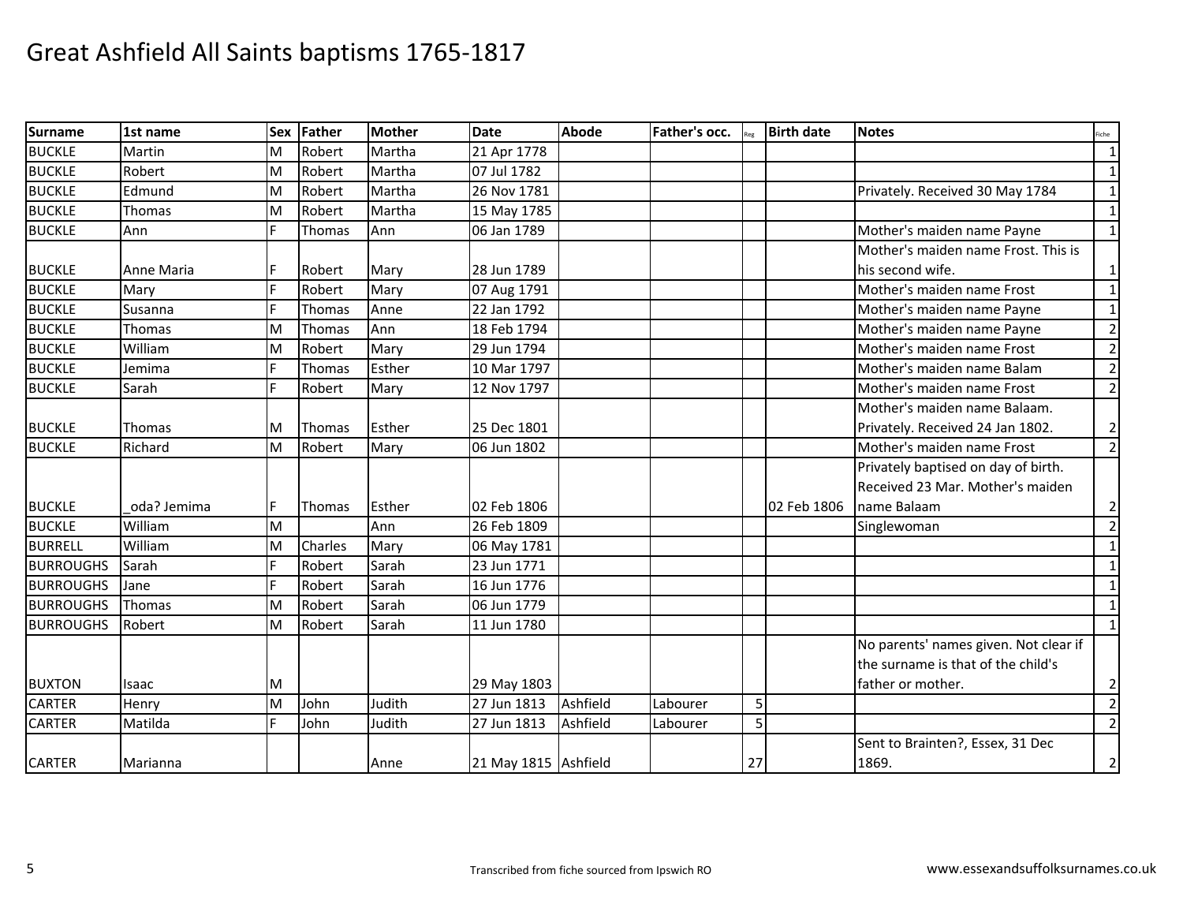# Great Ashfield All Saints baptisms 1765-1817

| Surname | 1st name | Sex | Father | Mother | Date | Abode | Father's occ. | Reg | Birth date | Notes | Fiche |
|---|---|---|---|---|---|---|---|---|---|---|---|
| BUCKLE | Martin | M | Robert | Martha | 21 Apr 1778 | | | | | | 1 |
| BUCKLE | Robert | M | Robert | Martha | 07 Jul 1782 | | | | | | 1 |
| BUCKLE | Edmund | M | Robert | Martha | 26 Nov 1781 | | | | | Privately. Received 30 May 1784 | 1 |
| BUCKLE | Thomas | M | Robert | Martha | 15 May 1785 | | | | | | 1 |
| BUCKLE | Ann | F | Thomas | Ann | 06 Jan 1789 | | | | | Mother's maiden name Payne | 1 |
| BUCKLE | Anne Maria | F | Robert | Mary | 28 Jun 1789 | | | | | Mother's maiden name Frost. This is his second wife. | 1 |
| BUCKLE | Mary | F | Robert | Mary | 07 Aug 1791 | | | | | Mother's maiden name Frost | 1 |
| BUCKLE | Susanna | F | Thomas | Anne | 22 Jan 1792 | | | | | Mother's maiden name Payne | 1 |
| BUCKLE | Thomas | M | Thomas | Ann | 18 Feb 1794 | | | | | Mother's maiden name Payne | 2 |
| BUCKLE | William | M | Robert | Mary | 29 Jun 1794 | | | | | Mother's maiden name Frost | 2 |
| BUCKLE | Jemima | F | Thomas | Esther | 10 Mar 1797 | | | | | Mother's maiden name Balam | 2 |
| BUCKLE | Sarah | F | Robert | Mary | 12 Nov 1797 | | | | | Mother's maiden name Frost | 2 |
| BUCKLE | Thomas | M | Thomas | Esther | 25 Dec 1801 | | | | | Mother's maiden name Balaam. Privately. Received 24 Jan 1802. | 2 |
| BUCKLE | Richard | M | Robert | Mary | 06 Jun 1802 | | | | | Mother's maiden name Frost | 2 |
| BUCKLE | _oda? Jemima | F | Thomas | Esther | 02 Feb 1806 | | | | 02 Feb 1806 | Privately baptised on day of birth. Received 23 Mar. Mother's maiden name Balaam | 2 |
| BUCKLE | William | M | | Ann | 26 Feb 1809 | | | | | Singlewoman | 2 |
| BURRELL | William | M | Charles | Mary | 06 May 1781 | | | | | | 1 |
| BURROUGHS | Sarah | F | Robert | Sarah | 23 Jun 1771 | | | | | | 1 |
| BURROUGHS | Jane | F | Robert | Sarah | 16 Jun 1776 | | | | | | 1 |
| BURROUGHS | Thomas | M | Robert | Sarah | 06 Jun 1779 | | | | | | 1 |
| BURROUGHS | Robert | M | Robert | Sarah | 11 Jun 1780 | | | | | | 1 |
| BUXTON | Isaac | M | | | 29 May 1803 | | | | | No parents' names given. Not clear if the surname is that of the child's father or mother. | 2 |
| CARTER | Henry | M | John | Judith | 27 Jun 1813 | Ashfield | Labourer | 5 | | | 2 |
| CARTER | Matilda | F | John | Judith | 27 Jun 1813 | Ashfield | Labourer | 5 | | | 2 |
| CARTER | Marianna | | | Anne | 21 May 1815 | Ashfield | | 27 | | Sent to Brainten?, Essex, 31 Dec 1869. | 2 |

Transcribed from fiche sourced from Ipswich RO

www.essexandsuffolksurnames.co.uk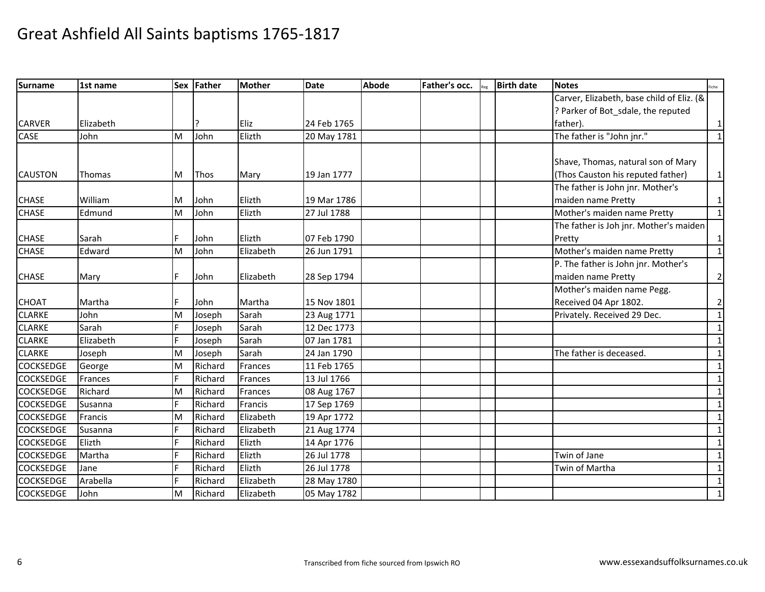# Great Ashfield All Saints baptisms 1765-1817

| Surname | 1st name | Sex | Father | Mother | Date | Abode | Father's occ. | Reg | Birth date | Notes | Fiche |
|---|---|---|---|---|---|---|---|---|---|---|---|
| CARVER | Elizabeth | | ? | Eliz | 24 Feb 1765 | | | | | Carver, Elizabeth, base child of Eliz. (& ? Parker of Bot_sdale, the reputed father). | 1 |
| CASE | John | M | John | Elizth | 20 May 1781 | | | | | The father is "John jnr." | 1 |
| CAUSTON | Thomas | M | Thos | Mary | 19 Jan 1777 | | | | | Shave, Thomas, natural son of Mary (Thos Causton his reputed father) | 1 |
| CHASE | William | M | John | Elizth | 19 Mar 1786 | | | | | The father is John jnr. Mother's maiden name Pretty | 1 |
| CHASE | Edmund | M | John | Elizth | 27 Jul 1788 | | | | | Mother's maiden name Pretty | 1 |
| CHASE | Sarah | F | John | Elizth | 07 Feb 1790 | | | | | The father is Joh jnr. Mother's maiden Pretty | 1 |
| CHASE | Edward | M | John | Elizabeth | 26 Jun 1791 | | | | | Mother's maiden name Pretty | 1 |
| CHASE | Mary | F | John | Elizabeth | 28 Sep 1794 | | | | | P. The father is John jnr. Mother's maiden name Pretty | 2 |
| CHOAT | Martha | F | John | Martha | 15 Nov 1801 | | | | | Mother's maiden name Pegg. Received 04 Apr 1802. | 2 |
| CLARKE | John | M | Joseph | Sarah | 23 Aug 1771 | | | | | Privately. Received 29 Dec. | 1 |
| CLARKE | Sarah | F | Joseph | Sarah | 12 Dec 1773 | | | | | | 1 |
| CLARKE | Elizabeth | F | Joseph | Sarah | 07 Jan 1781 | | | | | | 1 |
| CLARKE | Joseph | M | Joseph | Sarah | 24 Jan 1790 | | | | | The father is deceased. | 1 |
| COCKSEDGE | George | M | Richard | Frances | 11 Feb 1765 | | | | | | 1 |
| COCKSEDGE | Frances | F | Richard | Frances | 13 Jul 1766 | | | | | | 1 |
| COCKSEDGE | Richard | M | Richard | Frances | 08 Aug 1767 | | | | | | 1 |
| COCKSEDGE | Susanna | F | Richard | Francis | 17 Sep 1769 | | | | | | 1 |
| COCKSEDGE | Francis | M | Richard | Elizabeth | 19 Apr 1772 | | | | | | 1 |
| COCKSEDGE | Susanna | F | Richard | Elizabeth | 21 Aug 1774 | | | | | | 1 |
| COCKSEDGE | Elizth | F | Richard | Elizth | 14 Apr 1776 | | | | | | 1 |
| COCKSEDGE | Martha | F | Richard | Elizth | 26 Jul 1778 | | | | | Twin of Jane | 1 |
| COCKSEDGE | Jane | F | Richard | Elizth | 26 Jul 1778 | | | | | Twin of Martha | 1 |
| COCKSEDGE | Arabella | F | Richard | Elizabeth | 28 May 1780 | | | | | | 1 |
| COCKSEDGE | John | M | Richard | Elizabeth | 05 May 1782 | | | | | | 1 |

Transcribed from fiche sourced from Ipswich RO

www.essexandsuffolksurnames.co.uk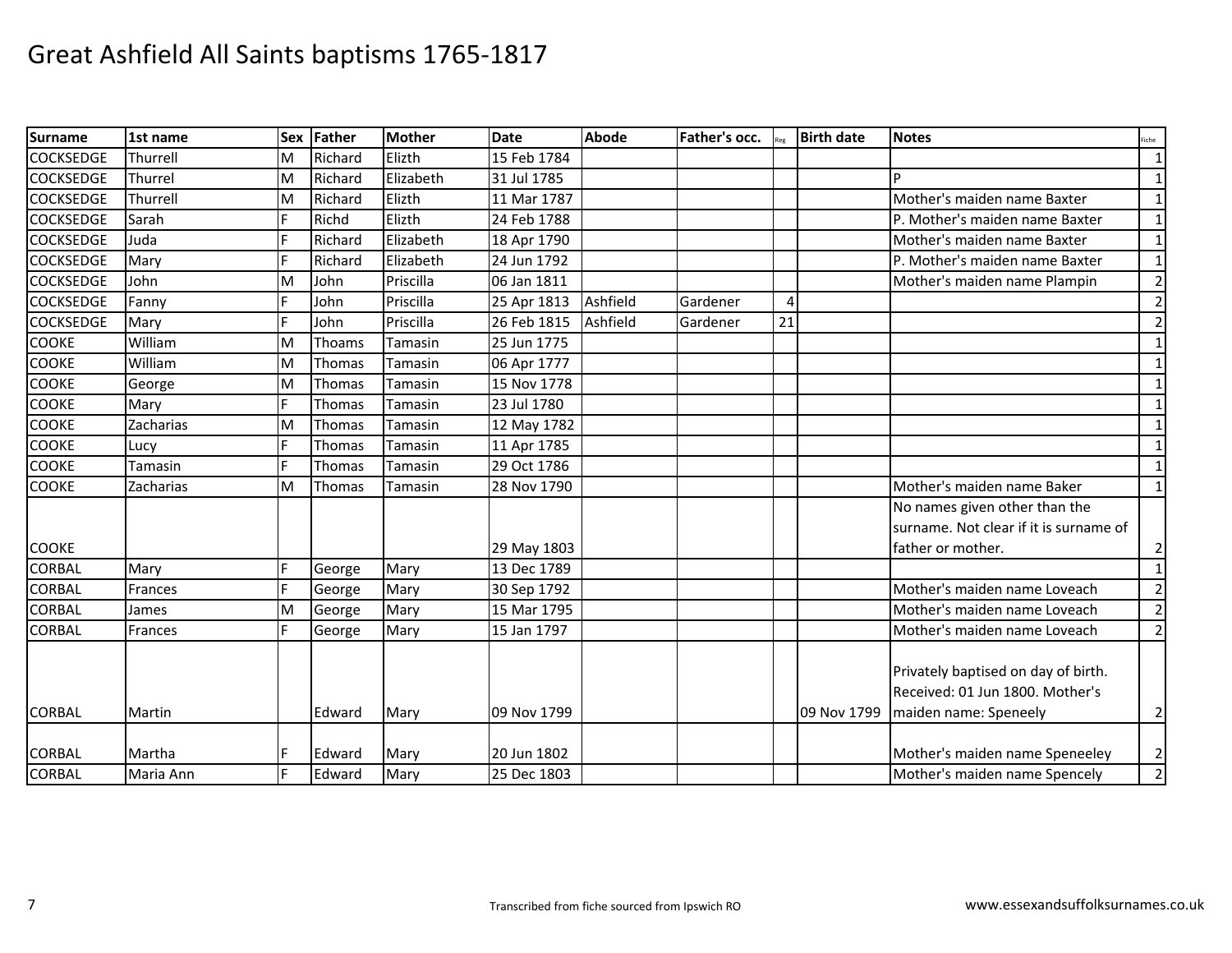# Great Ashfield All Saints baptisms 1765-1817

| Surname | 1st name | Sex | Father | Mother | Date | Abode | Father's occ. | Reg | Birth date | Notes | Fiche |
|---|---|---|---|---|---|---|---|---|---|---|---|
| COCKSEDGE | Thurrell | M | Richard | Elizth | 15 Feb 1784 | | | | | | 1 |
| COCKSEDGE | Thurrel | M | Richard | Elizabeth | 31 Jul 1785 | | | | | P | 1 |
| COCKSEDGE | Thurrell | M | Richard | Elizth | 11 Mar 1787 | | | | | Mother's maiden name Baxter | 1 |
| COCKSEDGE | Sarah | F | Richd | Elizth | 24 Feb 1788 | | | | | P. Mother's maiden name Baxter | 1 |
| COCKSEDGE | Juda | F | Richard | Elizabeth | 18 Apr 1790 | | | | | Mother's maiden name Baxter | 1 |
| COCKSEDGE | Mary | F | Richard | Elizabeth | 24 Jun 1792 | | | | | P. Mother's maiden name Baxter | 1 |
| COCKSEDGE | John | M | John | Priscilla | 06 Jan 1811 | | | | | Mother's maiden name Plampin | 2 |
| COCKSEDGE | Fanny | F | John | Priscilla | 25 Apr 1813 | Ashfield | Gardener | 4 | | | 2 |
| COCKSEDGE | Mary | F | John | Priscilla | 26 Feb 1815 | Ashfield | Gardener | 21 | | | 2 |
| COOKE | William | M | Thoams | Tamasin | 25 Jun 1775 | | | | | | 1 |
| COOKE | William | M | Thomas | Tamasin | 06 Apr 1777 | | | | | | 1 |
| COOKE | George | M | Thomas | Tamasin | 15 Nov 1778 | | | | | | 1 |
| COOKE | Mary | F | Thomas | Tamasin | 23 Jul 1780 | | | | | | 1 |
| COOKE | Zacharias | M | Thomas | Tamasin | 12 May 1782 | | | | | | 1 |
| COOKE | Lucy | F | Thomas | Tamasin | 11 Apr 1785 | | | | | | 1 |
| COOKE | Tamasin | F | Thomas | Tamasin | 29 Oct 1786 | | | | | | 1 |
| COOKE | Zacharias | M | Thomas | Tamasin | 28 Nov 1790 | | | | | Mother's maiden name Baker | 1 |
| COOKE | | | | | 29 May 1803 | | | | | No names given other than the surname. Not clear if it is surname of father or mother. | 2 |
| CORBAL | Mary | F | George | Mary | 13 Dec 1789 | | | | | | 1 |
| CORBAL | Frances | F | George | Mary | 30 Sep 1792 | | | | | Mother's maiden name Loveach | 2 |
| CORBAL | James | M | George | Mary | 15 Mar 1795 | | | | | Mother's maiden name Loveach | 2 |
| CORBAL | Frances | F | George | Mary | 15 Jan 1797 | | | | | Mother's maiden name Loveach | 2 |
| CORBAL | Martin | | Edward | Mary | 09 Nov 1799 | | | | 09 Nov 1799 | Privately baptised on day of birth. Received: 01 Jun 1800. Mother's maiden name: Speneely | 2 |
| CORBAL | Martha | F | Edward | Mary | 20 Jun 1802 | | | | | Mother's maiden name Speneeley | 2 |
| CORBAL | Maria Ann | F | Edward | Mary | 25 Dec 1803 | | | | | Mother's maiden name Spencely | 2 |

Transcribed from fiche sourced from Ipswich RO

www.essexandsuffolksurnames.co.uk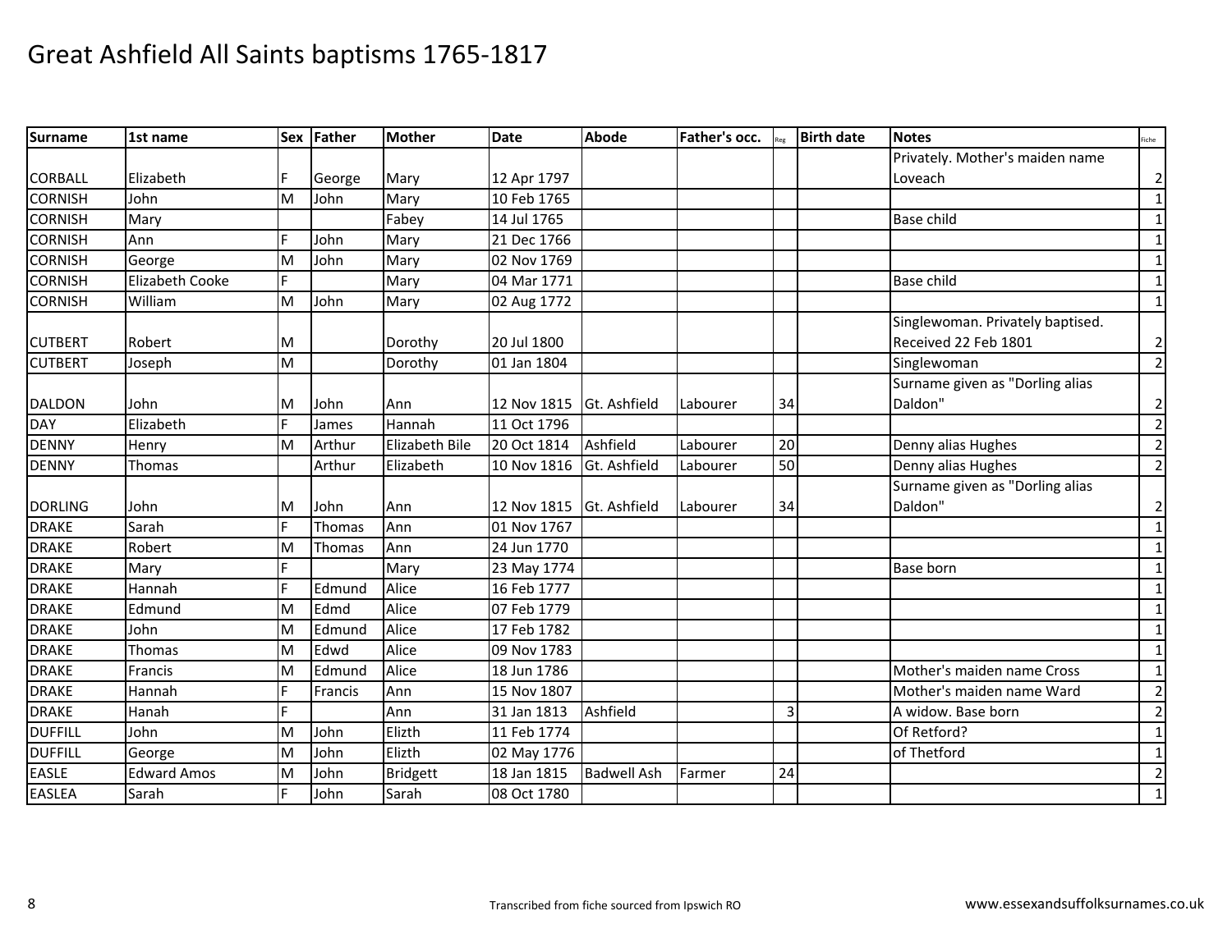# Great Ashfield All Saints baptisms 1765-1817

| Surname | 1st name | Sex | Father | Mother | Date | Abode | Father's occ. | Reg | Birth date | Notes | Fiche |
|---|---|---|---|---|---|---|---|---|---|---|---|
| CORBALL | Elizabeth | F | George | Mary | 12 Apr 1797 | | | | | Privately. Mother's maiden name Loveach | 2 |
| CORNISH | John | M | John | Mary | 10 Feb 1765 | | | | | | 1 |
| CORNISH | Mary | | | Fabey | 14 Jul 1765 | | | | | Base child | 1 |
| CORNISH | Ann | F | John | Mary | 21 Dec 1766 | | | | | | 1 |
| CORNISH | George | M | John | Mary | 02 Nov 1769 | | | | | | 1 |
| CORNISH | Elizabeth Cooke | F | | Mary | 04 Mar 1771 | | | | | Base child | 1 |
| CORNISH | William | M | John | Mary | 02 Aug 1772 | | | | | | 1 |
| CUTBERT | Robert | M | | Dorothy | 20 Jul 1800 | | | | | Singlewoman. Privately baptised. Received 22 Feb 1801 | 2 |
| CUTBERT | Joseph | M | | Dorothy | 01 Jan 1804 | | | | | Singlewoman | 2 |
| DALDON | John | M | John | Ann | 12 Nov 1815 | Gt. Ashfield | Labourer | 34 | | Surname given as "Dorling alias Daldon" | 2 |
| DAY | Elizabeth | F | James | Hannah | 11 Oct 1796 | | | | | | 2 |
| DENNY | Henry | M | Arthur | Elizabeth Bile | 20 Oct 1814 | Ashfield | Labourer | 20 | | Denny alias Hughes | 2 |
| DENNY | Thomas | | Arthur | Elizabeth | 10 Nov 1816 | Gt. Ashfield | Labourer | 50 | | Denny alias Hughes | 2 |
| DORLING | John | M | John | Ann | 12 Nov 1815 | Gt. Ashfield | Labourer | 34 | | Surname given as "Dorling alias Daldon" | 2 |
| DRAKE | Sarah | F | Thomas | Ann | 01 Nov 1767 | | | | | | 1 |
| DRAKE | Robert | M | Thomas | Ann | 24 Jun 1770 | | | | | | 1 |
| DRAKE | Mary | F | | Mary | 23 May 1774 | | | | | Base born | 1 |
| DRAKE | Hannah | F | Edmund | Alice | 16 Feb 1777 | | | | | | 1 |
| DRAKE | Edmund | M | Edmd | Alice | 07 Feb 1779 | | | | | | 1 |
| DRAKE | John | M | Edmund | Alice | 17 Feb 1782 | | | | | | 1 |
| DRAKE | Thomas | M | Edwd | Alice | 09 Nov 1783 | | | | | | 1 |
| DRAKE | Francis | M | Edmund | Alice | 18 Jun 1786 | | | | | Mother's maiden name Cross | 1 |
| DRAKE | Hannah | F | Francis | Ann | 15 Nov 1807 | | | | | Mother's maiden name Ward | 2 |
| DRAKE | Hanah | F | | Ann | 31 Jan 1813 | Ashfield | | 3 | | A widow. Base born | 2 |
| DUFFILL | John | M | John | Elizth | 11 Feb 1774 | | | | | Of Retford? | 1 |
| DUFFILL | George | M | John | Elizth | 02 May 1776 | | | | | of Thetford | 1 |
| EASLE | Edward Amos | M | John | Bridgett | 18 Jan 1815 | Badwell Ash | Farmer | 24 | | | 2 |
| EASLEA | Sarah | F | John | Sarah | 08 Oct 1780 | | | | | | 1 |

Transcribed from fiche sourced from Ipswich RO

www.essexandsuffolksurnames.co.uk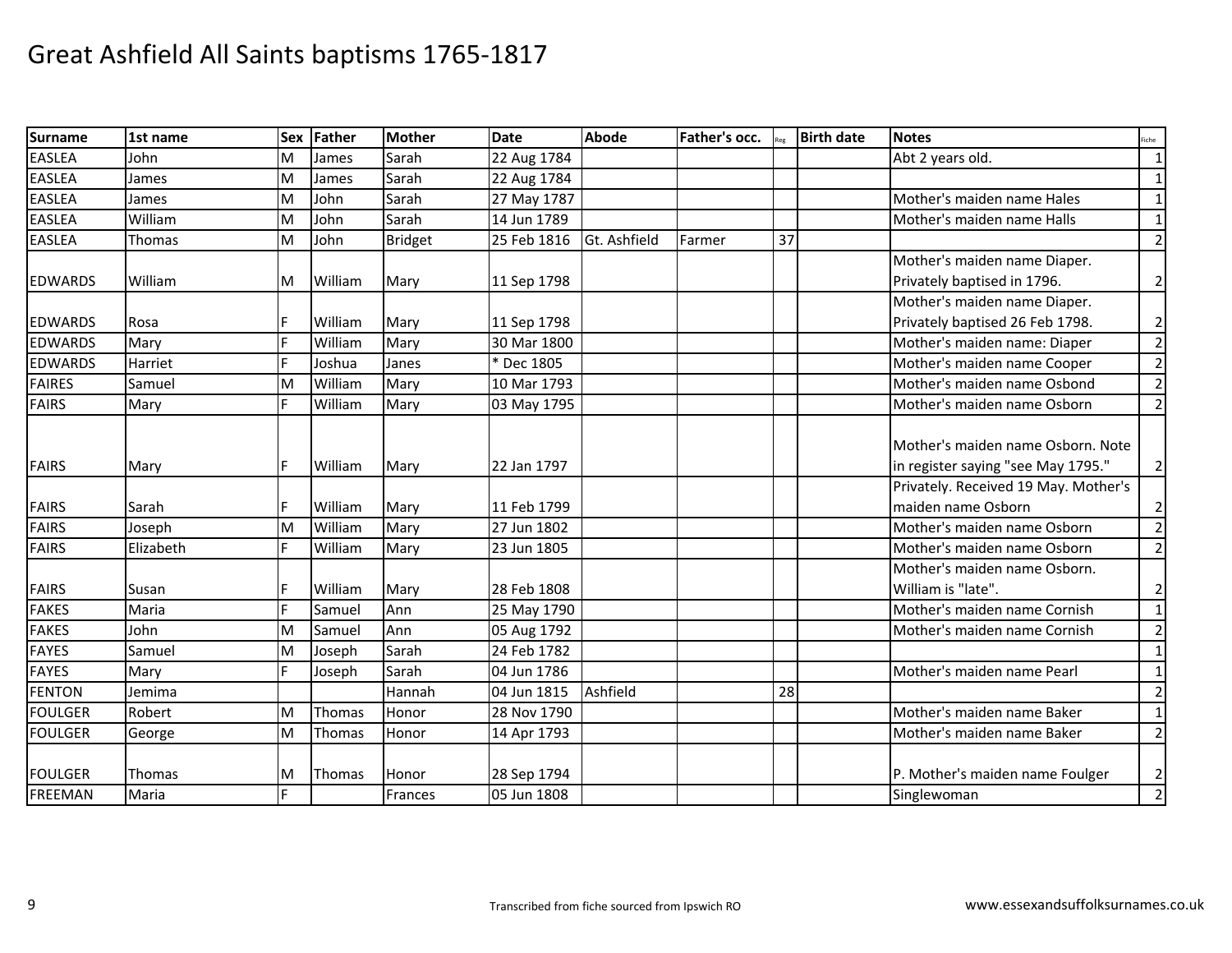# Great Ashfield All Saints baptisms 1765-1817

| Surname | 1st name | Sex | Father | Mother | Date | Abode | Father's occ. | Reg | Birth date | Notes | Fiche |
|---|---|---|---|---|---|---|---|---|---|---|---|
| EASLEA | John | M | James | Sarah | 22 Aug 1784 | | | | | Abt 2 years old. | 1 |
| EASLEA | James | M | James | Sarah | 22 Aug 1784 | | | | | | 1 |
| EASLEA | James | M | John | Sarah | 27 May 1787 | | | | | Mother's maiden name Hales | 1 |
| EASLEA | William | M | John | Sarah | 14 Jun 1789 | | | | | Mother's maiden name Halls | 1 |
| EASLEA | Thomas | M | John | Bridget | 25 Feb 1816 | Gt. Ashfield | Farmer | 37 | | | 2 |
| EDWARDS | William | M | William | Mary | 11 Sep 1798 | | | | | Mother's maiden name Diaper. Privately baptised in 1796. | 2 |
| EDWARDS | Rosa | F | William | Mary | 11 Sep 1798 | | | | | Mother's maiden name Diaper. Privately baptised 26 Feb 1798. | 2 |
| EDWARDS | Mary | F | William | Mary | 30 Mar 1800 | | | | | Mother's maiden name: Diaper | 2 |
| EDWARDS | Harriet | F | Joshua | Janes | * Dec 1805 | | | | | Mother's maiden name Cooper | 2 |
| FAIRES | Samuel | M | William | Mary | 10 Mar 1793 | | | | | Mother's maiden name Osbond | 2 |
| FAIRS | Mary | F | William | Mary | 03 May 1795 | | | | | Mother's maiden name Osborn | 2 |
| FAIRS | Mary | F | William | Mary | 22 Jan 1797 | | | | | Mother's maiden name Osborn. Note in register saying "see May 1795." | 2 |
| FAIRS | Sarah | F | William | Mary | 11 Feb 1799 | | | | | Privately. Received 19 May. Mother's maiden name Osborn | 2 |
| FAIRS | Joseph | M | William | Mary | 27 Jun 1802 | | | | | Mother's maiden name Osborn | 2 |
| FAIRS | Elizabeth | F | William | Mary | 23 Jun 1805 | | | | | Mother's maiden name Osborn | 2 |
| FAIRS | Susan | F | William | Mary | 28 Feb 1808 | | | | | Mother's maiden name Osborn. William is "late". | 2 |
| FAKES | Maria | F | Samuel | Ann | 25 May 1790 | | | | | Mother's maiden name Cornish | 1 |
| FAKES | John | M | Samuel | Ann | 05 Aug 1792 | | | | | Mother's maiden name Cornish | 2 |
| FAYES | Samuel | M | Joseph | Sarah | 24 Feb 1782 | | | | | | 1 |
| FAYES | Mary | F | Joseph | Sarah | 04 Jun 1786 | | | | | Mother's maiden name Pearl | 1 |
| FENTON | Jemima | | | Hannah | 04 Jun 1815 | Ashfield | | 28 | | | 2 |
| FOULGER | Robert | M | Thomas | Honor | 28 Nov 1790 | | | | | Mother's maiden name Baker | 1 |
| FOULGER | George | M | Thomas | Honor | 14 Apr 1793 | | | | | Mother's maiden name Baker | 2 |
| FOULGER | Thomas | M | Thomas | Honor | 28 Sep 1794 | | | | | P. Mother's maiden name Foulger | 2 |
| FREEMAN | Maria | F | | Frances | 05 Jun 1808 | | | | | Singlewoman | 2 |

Transcribed from fiche sourced from Ipswich RO

www.essexandsuffolksurnames.co.uk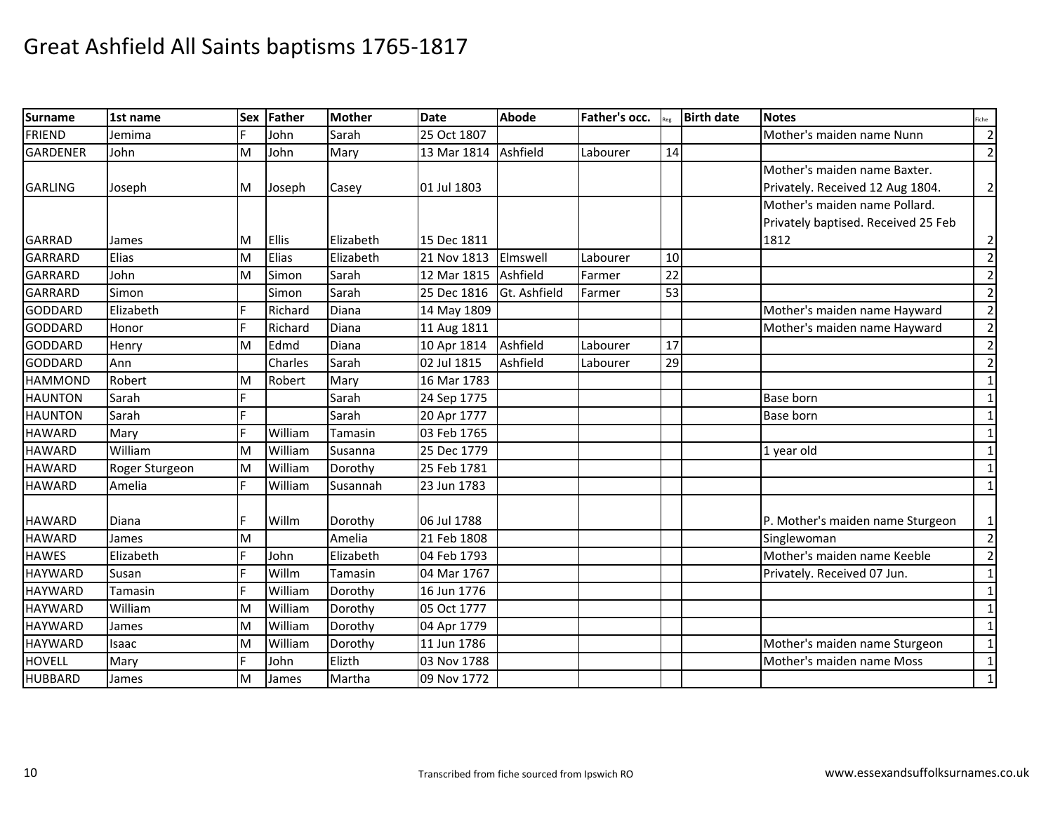# Great Ashfield All Saints baptisms 1765-1817

| Surname | 1st name | Sex | Father | Mother | Date | Abode | Father's occ. | Reg | Birth date | Notes | Fiche |
|---|---|---|---|---|---|---|---|---|---|---|---|
| FRIEND | Jemima | F | John | Sarah | 25 Oct 1807 | | | | | Mother's maiden name Nunn | 2 |
| GARDENER | John | M | John | Mary | 13 Mar 1814 | Ashfield | Labourer | 14 | | | 2 |
| GARLING | Joseph | M | Joseph | Casey | 01 Jul 1803 | | | | | Mother's maiden name Baxter. Privately. Received 12 Aug 1804. | 2 |
| GARRAD | James | M | Ellis | Elizabeth | 15 Dec 1811 | | | | | Mother's maiden name Pollard. Privately baptised. Received 25 Feb 1812 | 2 |
| GARRARD | Elias | M | Elias | Elizabeth | 21 Nov 1813 | Elmswell | Labourer | 10 | | | 2 |
| GARRARD | John | M | Simon | Sarah | 12 Mar 1815 | Ashfield | Farmer | 22 | | | 2 |
| GARRARD | Simon | | Simon | Sarah | 25 Dec 1816 | Gt. Ashfield | Farmer | 53 | | | 2 |
| GODDARD | Elizabeth | F | Richard | Diana | 14 May 1809 | | | | | Mother's maiden name Hayward | 2 |
| GODDARD | Honor | F | Richard | Diana | 11 Aug 1811 | | | | | Mother's maiden name Hayward | 2 |
| GODDARD | Henry | M | Edmd | Diana | 10 Apr 1814 | Ashfield | Labourer | 17 | | | 2 |
| GODDARD | Ann | | Charles | Sarah | 02 Jul 1815 | Ashfield | Labourer | 29 | | | 2 |
| HAMMOND | Robert | M | Robert | Mary | 16 Mar 1783 | | | | | | 1 |
| HAUNTON | Sarah | F | | Sarah | 24 Sep 1775 | | | | | Base born | 1 |
| HAUNTON | Sarah | F | | Sarah | 20 Apr 1777 | | | | | Base born | 1 |
| HAWARD | Mary | F | William | Tamasin | 03 Feb 1765 | | | | | | 1 |
| HAWARD | William | M | William | Susanna | 25 Dec 1779 | | | | | 1 year old | 1 |
| HAWARD | Roger Sturgeon | M | William | Dorothy | 25 Feb 1781 | | | | | | 1 |
| HAWARD | Amelia | F | William | Susannah | 23 Jun 1783 | | | | | | 1 |
| HAWARD | Diana | F | Willm | Dorothy | 06 Jul 1788 | | | | | P. Mother's maiden name Sturgeon | 1 |
| HAWARD | James | M | | Amelia | 21 Feb 1808 | | | | | Singlewoman | 2 |
| HAWES | Elizabeth | F | John | Elizabeth | 04 Feb 1793 | | | | | Mother's maiden name Keeble | 2 |
| HAYWARD | Susan | F | Willm | Tamasin | 04 Mar 1767 | | | | | Privately. Received 07 Jun. | 1 |
| HAYWARD | Tamasin | F | William | Dorothy | 16 Jun 1776 | | | | | | 1 |
| HAYWARD | William | M | William | Dorothy | 05 Oct 1777 | | | | | | 1 |
| HAYWARD | James | M | William | Dorothy | 04 Apr 1779 | | | | | | 1 |
| HAYWARD | Isaac | M | William | Dorothy | 11 Jun 1786 | | | | | Mother's maiden name Sturgeon | 1 |
| HOVELL | Mary | F | John | Elizth | 03 Nov 1788 | | | | | Mother's maiden name Moss | 1 |
| HUBBARD | James | M | James | Martha | 09 Nov 1772 | | | | | | 1 |

Transcribed from fiche sourced from Ipswich RO

www.essexandsuffolksurnames.co.uk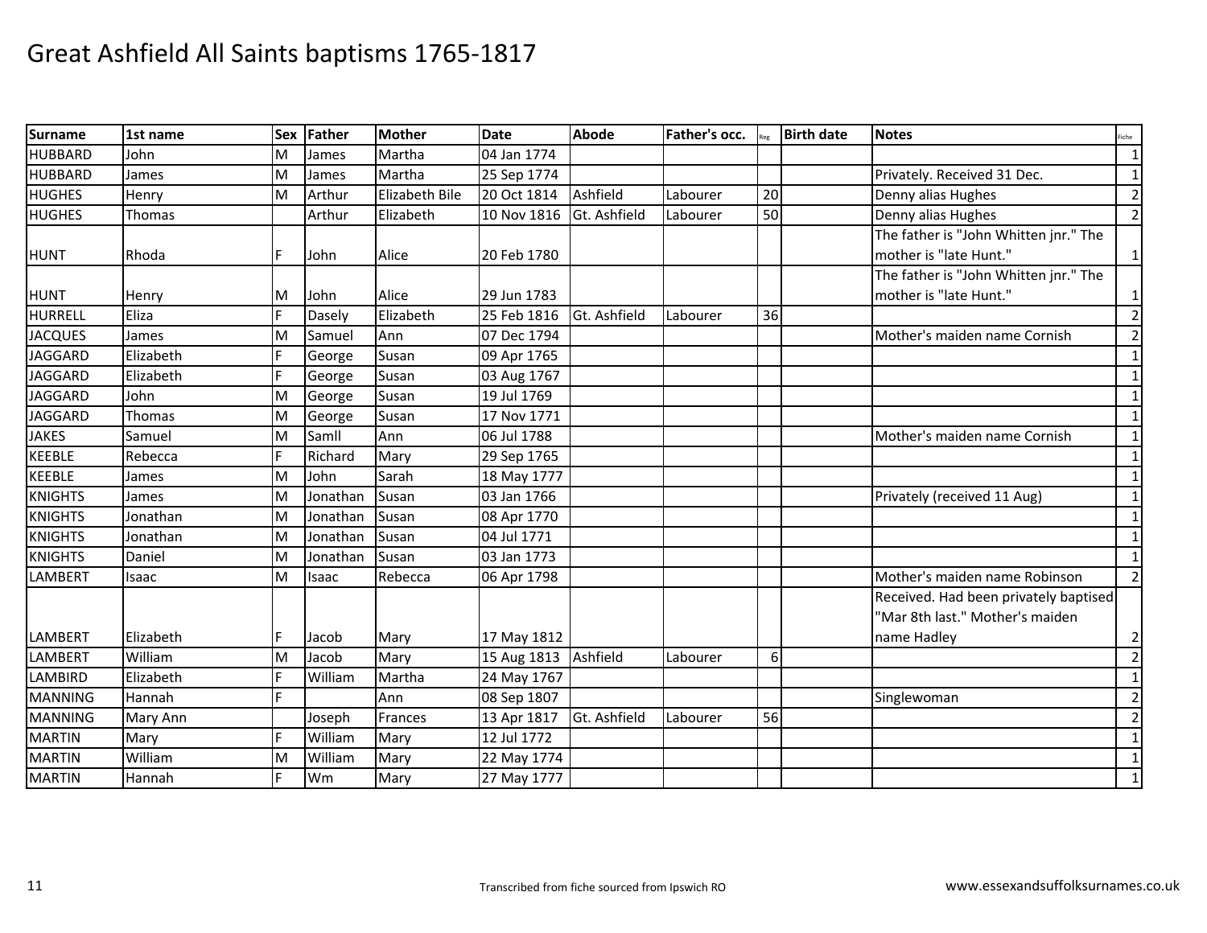# Great Ashfield All Saints baptisms 1765-1817

| Surname | 1st name | Sex | Father | Mother | Date | Abode | Father's occ. | Reg | Birth date | Notes | Fiche |
|---|---|---|---|---|---|---|---|---|---|---|---|
| HUBBARD | John | M | James | Martha | 04 Jan 1774 | | | | | | 1 |
| HUBBARD | James | M | James | Martha | 25 Sep 1774 | | | | | Privately. Received 31 Dec. | 1 |
| HUGHES | Henry | M | Arthur | Elizabeth Bile | 20 Oct 1814 | Ashfield | Labourer | 20 | | Denny alias Hughes | 2 |
| HUGHES | Thomas | | Arthur | Elizabeth | 10 Nov 1816 | Gt. Ashfield | Labourer | 50 | | Denny alias Hughes | 2 |
| HUNT | Rhoda | F | John | Alice | 20 Feb 1780 | | | | | The father is "John Whitten jnr." The mother is "late Hunt." | 1 |
| HUNT | Henry | M | John | Alice | 29 Jun 1783 | | | | | The father is "John Whitten jnr." The mother is "late Hunt." | 1 |
| HURRELL | Eliza | F | Dasely | Elizabeth | 25 Feb 1816 | Gt. Ashfield | Labourer | 36 | | | 2 |
| JACQUES | James | M | Samuel | Ann | 07 Dec 1794 | | | | | Mother's maiden name Cornish | 2 |
| JAGGARD | Elizabeth | F | George | Susan | 09 Apr 1765 | | | | | | 1 |
| JAGGARD | Elizabeth | F | George | Susan | 03 Aug 1767 | | | | | | 1 |
| JAGGARD | John | M | George | Susan | 19 Jul 1769 | | | | | | 1 |
| JAGGARD | Thomas | M | George | Susan | 17 Nov 1771 | | | | | | 1 |
| JAKES | Samuel | M | Samll | Ann | 06 Jul 1788 | | | | | Mother's maiden name Cornish | 1 |
| KEEBLE | Rebecca | F | Richard | Mary | 29 Sep 1765 | | | | | | 1 |
| KEEBLE | James | M | John | Sarah | 18 May 1777 | | | | | | 1 |
| KNIGHTS | James | M | Jonathan | Susan | 03 Jan 1766 | | | | | Privately (received 11 Aug) | 1 |
| KNIGHTS | Jonathan | M | Jonathan | Susan | 08 Apr 1770 | | | | | | 1 |
| KNIGHTS | Jonathan | M | Jonathan | Susan | 04 Jul 1771 | | | | | | 1 |
| KNIGHTS | Daniel | M | Jonathan | Susan | 03 Jan 1773 | | | | | | 1 |
| LAMBERT | Isaac | M | Isaac | Rebecca | 06 Apr 1798 | | | | | Mother's maiden name Robinson | 2 |
| LAMBERT | Elizabeth | F | Jacob | Mary | 17 May 1812 | | | | | Received. Had been privately baptised "Mar 8th last." Mother's maiden name Hadley | 2 |
| LAMBERT | William | M | Jacob | Mary | 15 Aug 1813 | Ashfield | Labourer | 6 | | | 2 |
| LAMBIRD | Elizabeth | F | William | Martha | 24 May 1767 | | | | | | 1 |
| MANNING | Hannah | F | | Ann | 08 Sep 1807 | | | | | Singlewoman | 2 |
| MANNING | Mary Ann | | Joseph | Frances | 13 Apr 1817 | Gt. Ashfield | Labourer | 56 | | | 2 |
| MARTIN | Mary | F | William | Mary | 12 Jul 1772 | | | | | | 1 |
| MARTIN | William | M | William | Mary | 22 May 1774 | | | | | | 1 |
| MARTIN | Hannah | F | Wm | Mary | 27 May 1777 | | | | | | 1 |

Transcribed from fiche sourced from Ipswich RO

www.essexandsuffolksurnames.co.uk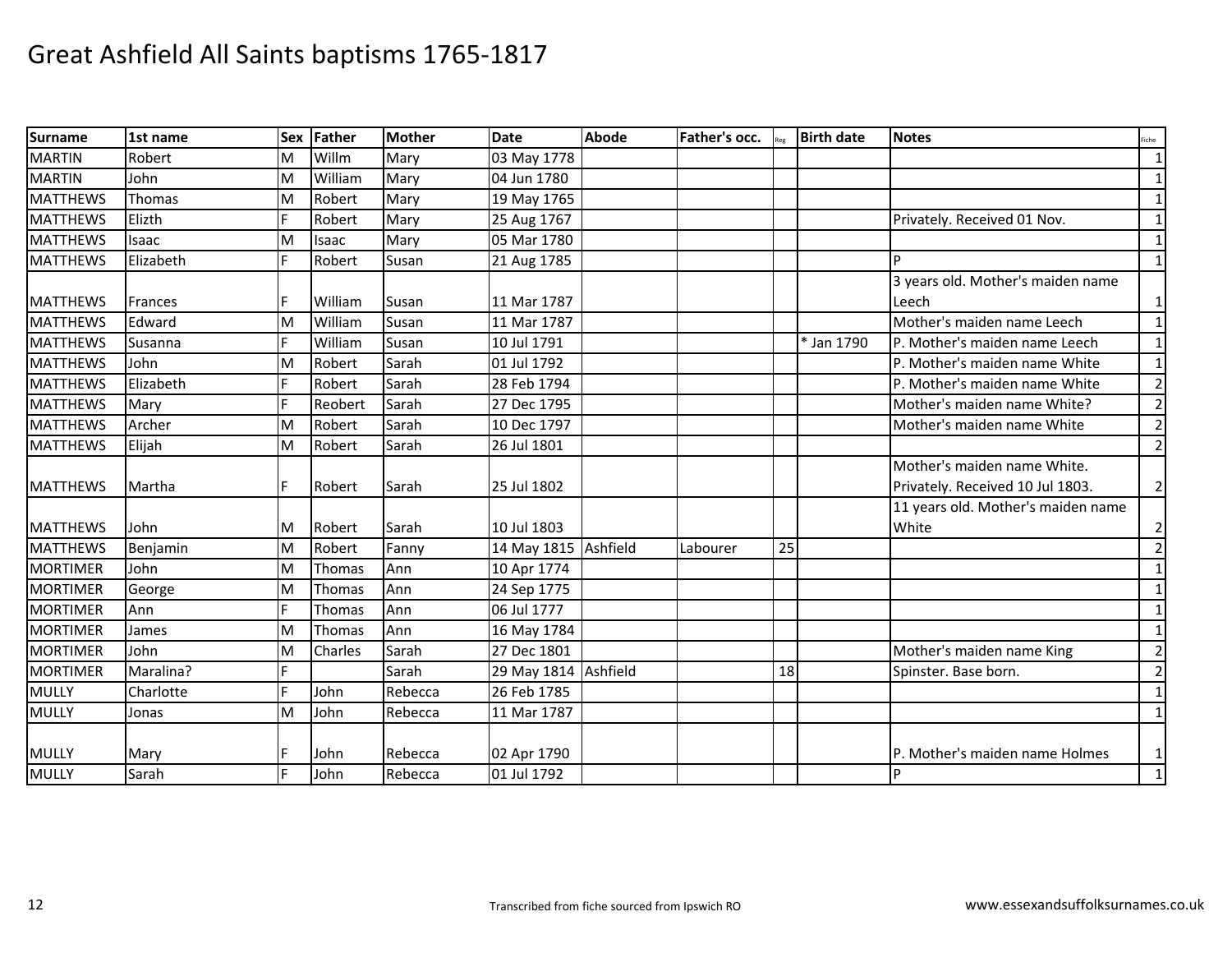# Great Ashfield All Saints baptisms 1765-1817

| Surname | 1st name | Sex | Father | Mother | Date | Abode | Father's occ. | Reg | Birth date | Notes | Fiche |
|---|---|---|---|---|---|---|---|---|---|---|---|
| MARTIN | Robert | M | Willm | Mary | 03 May 1778 | | | | | | 1 |
| MARTIN | John | M | William | Mary | 04 Jun 1780 | | | | | | 1 |
| MATTHEWS | Thomas | M | Robert | Mary | 19 May 1765 | | | | | | 1 |
| MATTHEWS | Elizth | F | Robert | Mary | 25 Aug 1767 | | | | | Privately. Received 01 Nov. | 1 |
| MATTHEWS | Isaac | M | Isaac | Mary | 05 Mar 1780 | | | | | | 1 |
| MATTHEWS | Elizabeth | F | Robert | Susan | 21 Aug 1785 | | | | | P | 1 |
| MATTHEWS | Frances | F | William | Susan | 11 Mar 1787 | | | | | 3 years old. Mother's maiden name Leech | 1 |
| MATTHEWS | Edward | M | William | Susan | 11 Mar 1787 | | | | | Mother's maiden name Leech | 1 |
| MATTHEWS | Susanna | F | William | Susan | 10 Jul 1791 | | | | * Jan 1790 | P. Mother's maiden name Leech | 1 |
| MATTHEWS | John | M | Robert | Sarah | 01 Jul 1792 | | | | | P. Mother's maiden name White | 1 |
| MATTHEWS | Elizabeth | F | Robert | Sarah | 28 Feb 1794 | | | | | P. Mother's maiden name White | 2 |
| MATTHEWS | Mary | F | Reobert | Sarah | 27 Dec 1795 | | | | | Mother's maiden name White? | 2 |
| MATTHEWS | Archer | M | Robert | Sarah | 10 Dec 1797 | | | | | Mother's maiden name White | 2 |
| MATTHEWS | Elijah | M | Robert | Sarah | 26 Jul 1801 | | | | | | 2 |
| MATTHEWS | Martha | F | Robert | Sarah | 25 Jul 1802 | | | | | Mother's maiden name White. Privately. Received 10 Jul 1803. | 2 |
| MATTHEWS | John | M | Robert | Sarah | 10 Jul 1803 | | | | | 11 years old. Mother's maiden name White | 2 |
| MATTHEWS | Benjamin | M | Robert | Fanny | 14 May 1815 | Ashfield | Labourer | 25 | | | 2 |
| MORTIMER | John | M | Thomas | Ann | 10 Apr 1774 | | | | | | 1 |
| MORTIMER | George | M | Thomas | Ann | 24 Sep 1775 | | | | | | 1 |
| MORTIMER | Ann | F | Thomas | Ann | 06 Jul 1777 | | | | | | 1 |
| MORTIMER | James | M | Thomas | Ann | 16 May 1784 | | | | | | 1 |
| MORTIMER | John | M | Charles | Sarah | 27 Dec 1801 | | | | | Mother's maiden name King | 2 |
| MORTIMER | Maralina? | F | | Sarah | 29 May 1814 | Ashfield | | 18 | | Spinster. Base born. | 2 |
| MULLY | Charlotte | F | John | Rebecca | 26 Feb 1785 | | | | | | 1 |
| MULLY | Jonas | M | John | Rebecca | 11 Mar 1787 | | | | | | 1 |
| MULLY | Mary | F | John | Rebecca | 02 Apr 1790 | | | | | P. Mother's maiden name Holmes | 1 |
| MULLY | Sarah | F | John | Rebecca | 01 Jul 1792 | | | | | P | 1 |

Transcribed from fiche sourced from Ipswich RO

www.essexandsuffolksurnames.co.uk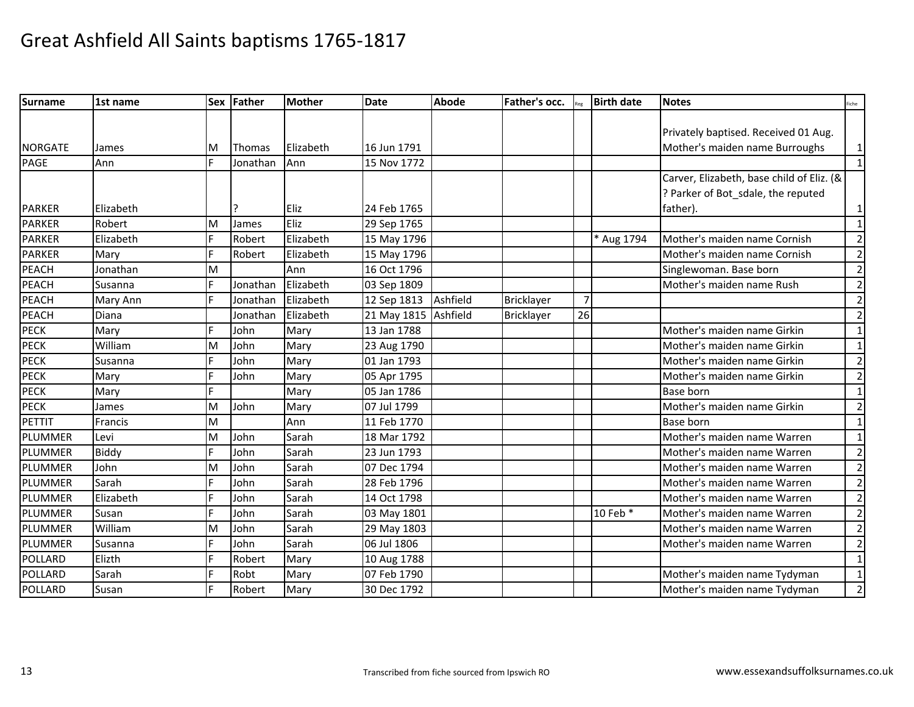# Great Ashfield All Saints baptisms 1765-1817

| Surname | 1st name | Sex | Father | Mother | Date | Abode | Father's occ. | Reg | Birth date | Notes | Fiche |
|---|---|---|---|---|---|---|---|---|---|---|---|
| NORGATE | James | M | Thomas | Elizabeth | 16 Jun 1791 | | | | | Privately baptised. Received 01 Aug. Mother's maiden name Burroughs | 1 |
| PAGE | Ann | F | Jonathan | Ann | 15 Nov 1772 | | | | | | 1 |
| PARKER | Elizabeth | | ? | Eliz | 24 Feb 1765 | | | | | Carver, Elizabeth, base child of Eliz. (& ? Parker of Bot_sdale, the reputed father). | 1 |
| PARKER | Robert | M | James | Eliz | 29 Sep 1765 | | | | | | 1 |
| PARKER | Elizabeth | F | Robert | Elizabeth | 15 May 1796 | | | | * Aug 1794 | Mother's maiden name Cornish | 2 |
| PARKER | Mary | F | Robert | Elizabeth | 15 May 1796 | | | | | Mother's maiden name Cornish | 2 |
| PEACH | Jonathan | M | | Ann | 16 Oct 1796 | | | | | Singlewoman. Base born | 2 |
| PEACH | Susanna | F | Jonathan | Elizabeth | 03 Sep 1809 | | | | | Mother's maiden name Rush | 2 |
| PEACH | Mary Ann | F | Jonathan | Elizabeth | 12 Sep 1813 | Ashfield | Bricklayer | 7 | | | 2 |
| PEACH | Diana | | Jonathan | Elizabeth | 21 May 1815 | Ashfield | Bricklayer | 26 | | | 2 |
| PECK | Mary | F | John | Mary | 13 Jan 1788 | | | | | Mother's maiden name Girkin | 1 |
| PECK | William | M | John | Mary | 23 Aug 1790 | | | | | Mother's maiden name Girkin | 1 |
| PECK | Susanna | F | John | Mary | 01 Jan 1793 | | | | | Mother's maiden name Girkin | 2 |
| PECK | Mary | F | John | Mary | 05 Apr 1795 | | | | | Mother's maiden name Girkin | 2 |
| PECK | Mary | F | | Mary | 05 Jan 1786 | | | | | Base born | 1 |
| PECK | James | M | John | Mary | 07 Jul 1799 | | | | | Mother's maiden name Girkin | 2 |
| PETTIT | Francis | M | | Ann | 11 Feb 1770 | | | | | Base born | 1 |
| PLUMMER | Levi | M | John | Sarah | 18 Mar 1792 | | | | | Mother's maiden name Warren | 1 |
| PLUMMER | Biddy | F | John | Sarah | 23 Jun 1793 | | | | | Mother's maiden name Warren | 2 |
| PLUMMER | John | M | John | Sarah | 07 Dec 1794 | | | | | Mother's maiden name Warren | 2 |
| PLUMMER | Sarah | F | John | Sarah | 28 Feb 1796 | | | | | Mother's maiden name Warren | 2 |
| PLUMMER | Elizabeth | F | John | Sarah | 14 Oct 1798 | | | | | Mother's maiden name Warren | 2 |
| PLUMMER | Susan | F | John | Sarah | 03 May 1801 | | | | 10 Feb * | Mother's maiden name Warren | 2 |
| PLUMMER | William | M | John | Sarah | 29 May 1803 | | | | | Mother's maiden name Warren | 2 |
| PLUMMER | Susanna | F | John | Sarah | 06 Jul 1806 | | | | | Mother's maiden name Warren | 2 |
| POLLARD | Elizth | F | Robert | Mary | 10 Aug 1788 | | | | | | 1 |
| POLLARD | Sarah | F | Robt | Mary | 07 Feb 1790 | | | | | Mother's maiden name Tydyman | 1 |
| POLLARD | Susan | F | Robert | Mary | 30 Dec 1792 | | | | | Mother's maiden name Tydyman | 2 |

Transcribed from fiche sourced from Ipswich RO

www.essexandsuffolksurnames.co.uk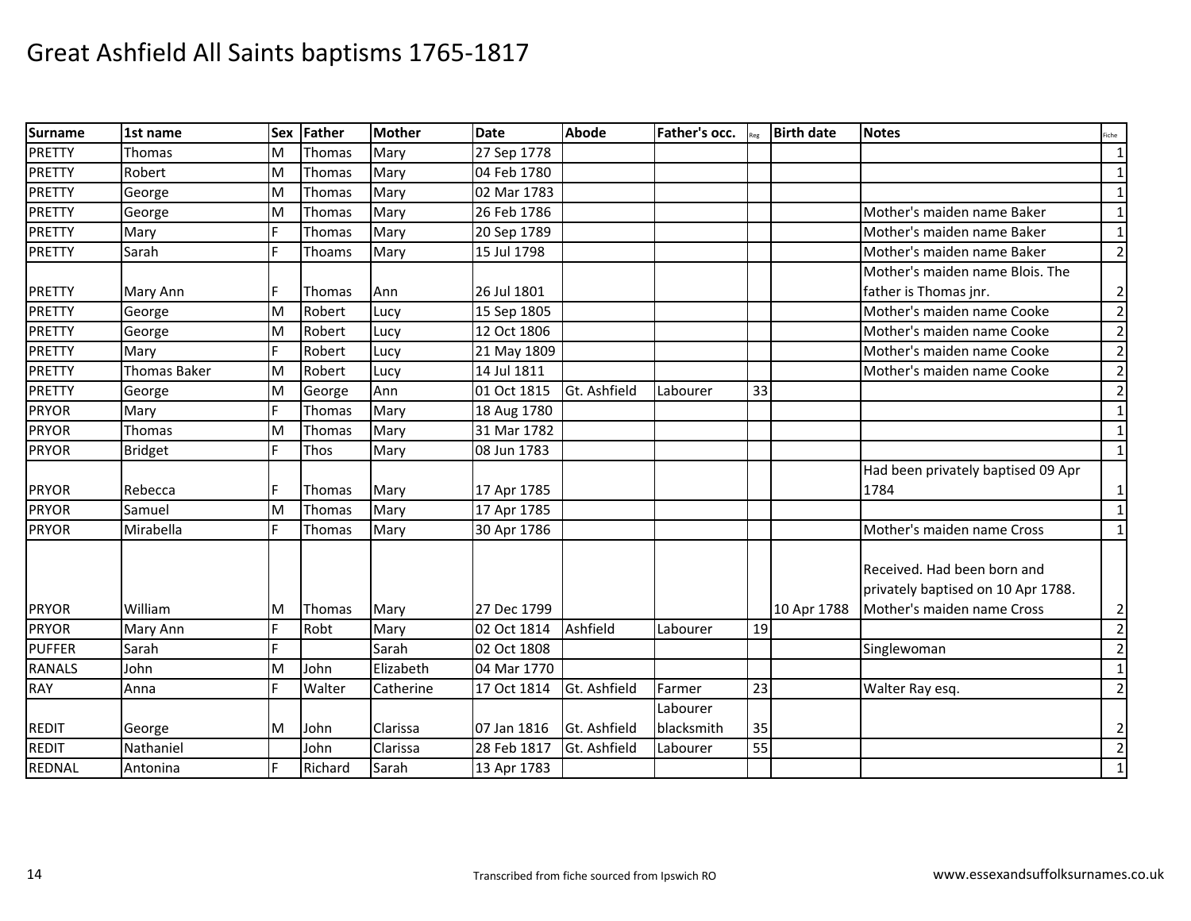# Great Ashfield All Saints baptisms 1765-1817

| Surname | 1st name | Sex | Father | Mother | Date | Abode | Father's occ. | Reg | Birth date | Notes | Fiche |
|---|---|---|---|---|---|---|---|---|---|---|---|
| PRETTY | Thomas | M | Thomas | Mary | 27 Sep 1778 | | | | | | 1 |
| PRETTY | Robert | M | Thomas | Mary | 04 Feb 1780 | | | | | | 1 |
| PRETTY | George | M | Thomas | Mary | 02 Mar 1783 | | | | | | 1 |
| PRETTY | George | M | Thomas | Mary | 26 Feb 1786 | | | | | Mother's maiden name Baker | 1 |
| PRETTY | Mary | F | Thomas | Mary | 20 Sep 1789 | | | | | Mother's maiden name Baker | 1 |
| PRETTY | Sarah | F | Thoams | Mary | 15 Jul 1798 | | | | | Mother's maiden name Baker | 2 |
| PRETTY | Mary Ann | F | Thomas | Ann | 26 Jul 1801 | | | | | Mother's maiden name Blois. The father is Thomas jnr. | 2 |
| PRETTY | George | M | Robert | Lucy | 15 Sep 1805 | | | | | Mother's maiden name Cooke | 2 |
| PRETTY | George | M | Robert | Lucy | 12 Oct 1806 | | | | | Mother's maiden name Cooke | 2 |
| PRETTY | Mary | F | Robert | Lucy | 21 May 1809 | | | | | Mother's maiden name Cooke | 2 |
| PRETTY | Thomas Baker | M | Robert | Lucy | 14 Jul 1811 | | | | | Mother's maiden name Cooke | 2 |
| PRETTY | George | M | George | Ann | 01 Oct 1815 | Gt. Ashfield | Labourer | 33 | | | 2 |
| PRYOR | Mary | F | Thomas | Mary | 18 Aug 1780 | | | | | | 1 |
| PRYOR | Thomas | M | Thomas | Mary | 31 Mar 1782 | | | | | | 1 |
| PRYOR | Bridget | F | Thos | Mary | 08 Jun 1783 | | | | | | 1 |
| PRYOR | Rebecca | F | Thomas | Mary | 17 Apr 1785 | | | | | Had been privately baptised 09 Apr 1784 | 1 |
| PRYOR | Samuel | M | Thomas | Mary | 17 Apr 1785 | | | | | | 1 |
| PRYOR | Mirabella | F | Thomas | Mary | 30 Apr 1786 | | | | | Mother's maiden name Cross | 1 |
| PRYOR | William | M | Thomas | Mary | 27 Dec 1799 | | | | 10 Apr 1788 | Received. Had been born and privately baptised on 10 Apr 1788. Mother's maiden name Cross | 2 |
| PRYOR | Mary Ann | F | Robt | Mary | 02 Oct 1814 | Ashfield | Labourer | 19 | | | 2 |
| PUFFER | Sarah | F | | Sarah | 02 Oct 1808 | | | | | Singlewoman | 2 |
| RANALS | John | M | John | Elizabeth | 04 Mar 1770 | | | | | | 1 |
| RAY | Anna | F | Walter | Catherine | 17 Oct 1814 | Gt. Ashfield | Farmer | 23 | | Walter Ray esq. | 2 |
| REDIT | George | M | John | Clarissa | 07 Jan 1816 | Gt. Ashfield | Labourer blacksmith | 35 | | | 2 |
| REDIT | Nathaniel | | John | Clarissa | 28 Feb 1817 | Gt. Ashfield | Labourer | 55 | | | 2 |
| REDNAL | Antonina | F | Richard | Sarah | 13 Apr 1783 | | | | | | 1 |

Transcribed from fiche sourced from Ipswich RO

www.essexandsuffolksurnames.co.uk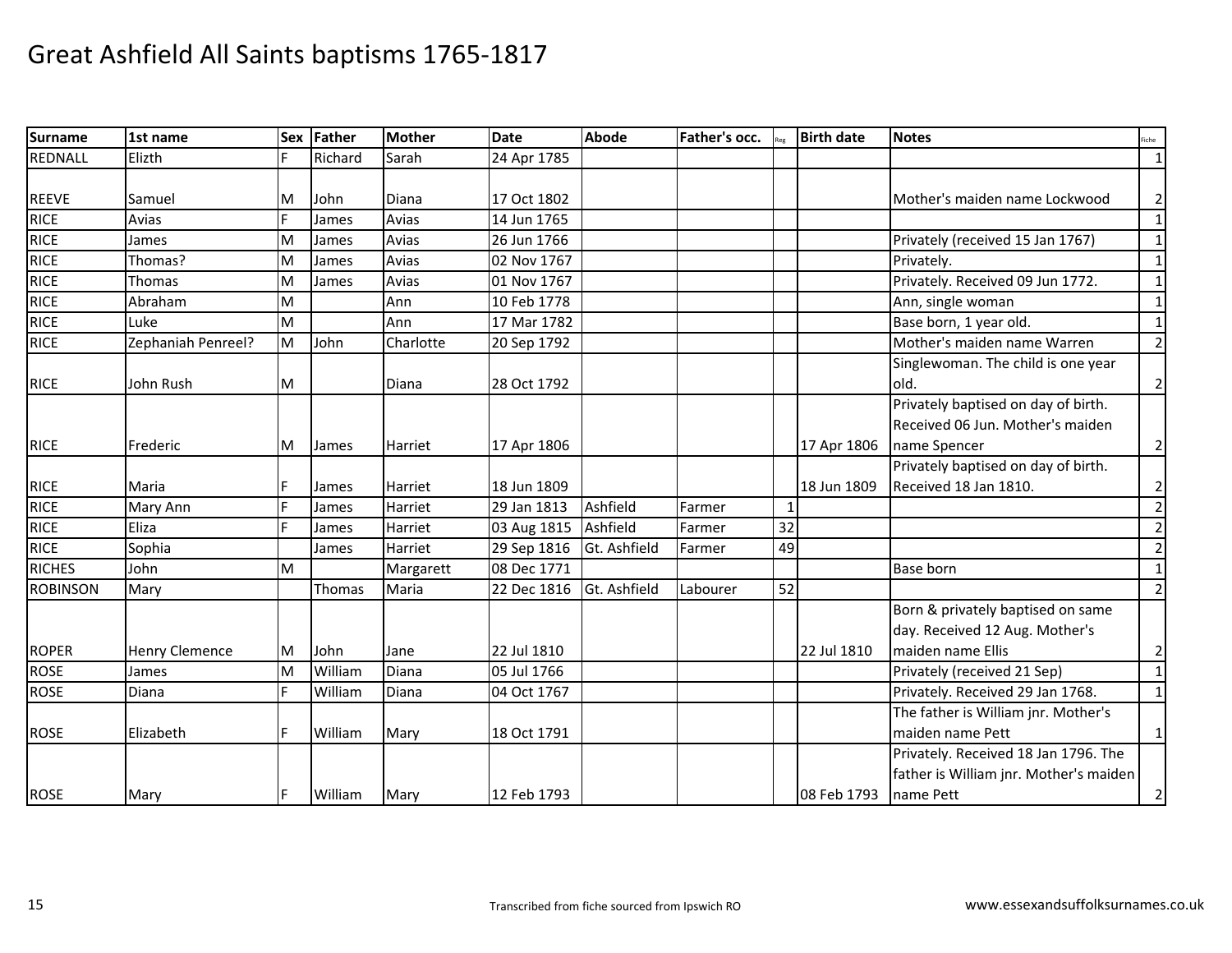# Great Ashfield All Saints baptisms 1765-1817

| Surname | 1st name | Sex | Father | Mother | Date | Abode | Father's occ. | Reg | Birth date | Notes | Fiche |
|---|---|---|---|---|---|---|---|---|---|---|---|
| REDNALL | Elizth | F | Richard | Sarah | 24 Apr 1785 | | | | | | 1 |
| REEVE | Samuel | M | John | Diana | 17 Oct 1802 | | | | | Mother's maiden name Lockwood | 2 |
| RICE | Avias | F | James | Avias | 14 Jun 1765 | | | | | | 1 |
| RICE | James | M | James | Avias | 26 Jun 1766 | | | | | Privately (received 15 Jan 1767) | 1 |
| RICE | Thomas? | M | James | Avias | 02 Nov 1767 | | | | | Privately. | 1 |
| RICE | Thomas | M | James | Avias | 01 Nov 1767 | | | | | Privately. Received 09 Jun 1772. | 1 |
| RICE | Abraham | M | | Ann | 10 Feb 1778 | | | | | Ann, single woman | 1 |
| RICE | Luke | M | | Ann | 17 Mar 1782 | | | | | Base born, 1 year old. | 1 |
| RICE | Zephaniah Penreel? | M | John | Charlotte | 20 Sep 1792 | | | | | Mother's maiden name Warren | 2 |
| RICE | John Rush | M | | Diana | 28 Oct 1792 | | | | | Singlewoman. The child is one year old. | 2 |
| RICE | Frederic | M | James | Harriet | 17 Apr 1806 | | | | 17 Apr 1806 | Privately baptised on day of birth. Received 06 Jun. Mother's maiden name Spencer | 2 |
| RICE | Maria | F | James | Harriet | 18 Jun 1809 | | | | 18 Jun 1809 | Privately baptised on day of birth. Received 18 Jan 1810. | 2 |
| RICE | Mary Ann | F | James | Harriet | 29 Jan 1813 | Ashfield | Farmer | 1 | | | 2 |
| RICE | Eliza | F | James | Harriet | 03 Aug 1815 | Ashfield | Farmer | 32 | | | 2 |
| RICE | Sophia | | James | Harriet | 29 Sep 1816 | Gt. Ashfield | Farmer | 49 | | | 2 |
| RICHES | John | M | | Margarett | 08 Dec 1771 | | | | | Base born | 1 |
| ROBINSON | Mary | | Thomas | Maria | 22 Dec 1816 | Gt. Ashfield | Labourer | 52 | | | 2 |
| ROPER | Henry Clemence | M | John | Jane | 22 Jul 1810 | | | | 22 Jul 1810 | Born & privately baptised on same day. Received 12 Aug. Mother's maiden name Ellis | 2 |
| ROSE | James | M | William | Diana | 05 Jul 1766 | | | | | Privately (received 21 Sep) | 1 |
| ROSE | Diana | F | William | Diana | 04 Oct 1767 | | | | | Privately. Received 29 Jan 1768. | 1 |
| ROSE | Elizabeth | F | William | Mary | 18 Oct 1791 | | | | | The father is William jnr. Mother's maiden name Pett | 1 |
| ROSE | Mary | F | William | Mary | 12 Feb 1793 | | | | 08 Feb 1793 | Privately. Received 18 Jan 1796. The father is William jnr. Mother's maiden name Pett | 2 |

Transcribed from fiche sourced from Ipswich RO

www.essexandsuffolksurnames.co.uk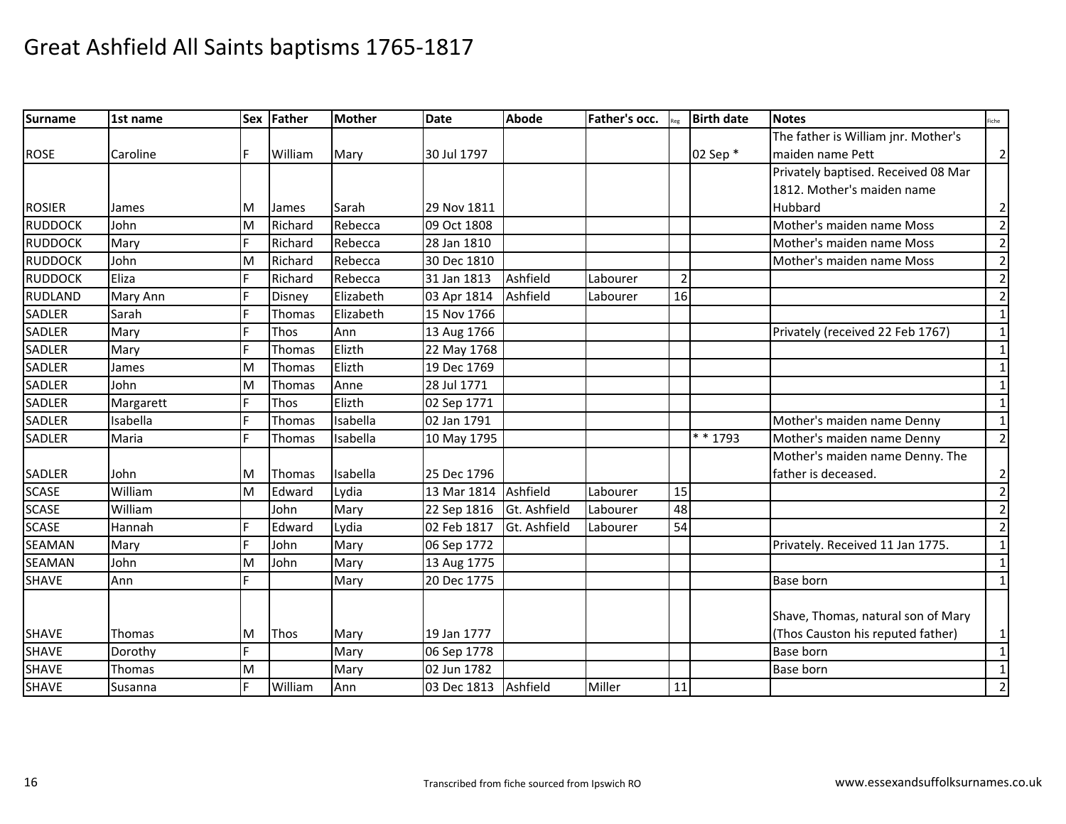# Great Ashfield All Saints baptisms 1765-1817

| Surname | 1st name | Sex | Father | Mother | Date | Abode | Father's occ. | Reg | Birth date | Notes | Fiche |
|---|---|---|---|---|---|---|---|---|---|---|---|
| ROSE | Caroline | F | William | Mary | 30 Jul 1797 | | | | 02 Sep * | The father is William jnr. Mother's maiden name Pett | 2 |
| ROSIER | James | M | James | Sarah | 29 Nov 1811 | | | | | Privately baptised. Received 08 Mar 1812. Mother's maiden name Hubbard | 2 |
| RUDDOCK | John | M | Richard | Rebecca | 09 Oct 1808 | | | | | Mother's maiden name Moss | 2 |
| RUDDOCK | Mary | F | Richard | Rebecca | 28 Jan 1810 | | | | | Mother's maiden name Moss | 2 |
| RUDDOCK | John | M | Richard | Rebecca | 30 Dec 1810 | | | | | Mother's maiden name Moss | 2 |
| RUDDOCK | Eliza | F | Richard | Rebecca | 31 Jan 1813 | Ashfield | Labourer | 2 | | | 2 |
| RUDLAND | Mary Ann | F | Disney | Elizabeth | 03 Apr 1814 | Ashfield | Labourer | 16 | | | 2 |
| SADLER | Sarah | F | Thomas | Elizabeth | 15 Nov 1766 | | | | | | 1 |
| SADLER | Mary | F | Thos | Ann | 13 Aug 1766 | | | | | Privately (received 22 Feb 1767) | 1 |
| SADLER | Mary | F | Thomas | Elizth | 22 May 1768 | | | | | | 1 |
| SADLER | James | M | Thomas | Elizth | 19 Dec 1769 | | | | | | 1 |
| SADLER | John | M | Thomas | Anne | 28 Jul 1771 | | | | | | 1 |
| SADLER | Margarett | F | Thos | Elizth | 02 Sep 1771 | | | | | | 1 |
| SADLER | Isabella | F | Thomas | Isabella | 02 Jan 1791 | | | | | Mother's maiden name Denny | 1 |
| SADLER | Maria | F | Thomas | Isabella | 10 May 1795 | | | | * * 1793 | Mother's maiden name Denny | 2 |
| SADLER | John | M | Thomas | Isabella | 25 Dec 1796 | | | | | Mother's maiden name Denny. The father is deceased. | 2 |
| SCASE | William | M | Edward | Lydia | 13 Mar 1814 | Ashfield | Labourer | 15 | | | 2 |
| SCASE | William | | John | Mary | 22 Sep 1816 | Gt. Ashfield | Labourer | 48 | | | 2 |
| SCASE | Hannah | F | Edward | Lydia | 02 Feb 1817 | Gt. Ashfield | Labourer | 54 | | | 2 |
| SEAMAN | Mary | F | John | Mary | 06 Sep 1772 | | | | | Privately. Received 11 Jan 1775. | 1 |
| SEAMAN | John | M | John | Mary | 13 Aug 1775 | | | | | | 1 |
| SHAVE | Ann | F | | Mary | 20 Dec 1775 | | | | | Base born | 1 |
| SHAVE | Thomas | M | Thos | Mary | 19 Jan 1777 | | | | | Shave, Thomas, natural son of Mary (Thos Causton his reputed father) | 1 |
| SHAVE | Dorothy | F | | Mary | 06 Sep 1778 | | | | | Base born | 1 |
| SHAVE | Thomas | M | | Mary | 02 Jun 1782 | | | | | Base born | 1 |
| SHAVE | Susanna | F | William | Ann | 03 Dec 1813 | Ashfield | Miller | 11 | | | 2 |

Transcribed from fiche sourced from Ipswich RO

www.essexandsuffolksurnames.co.uk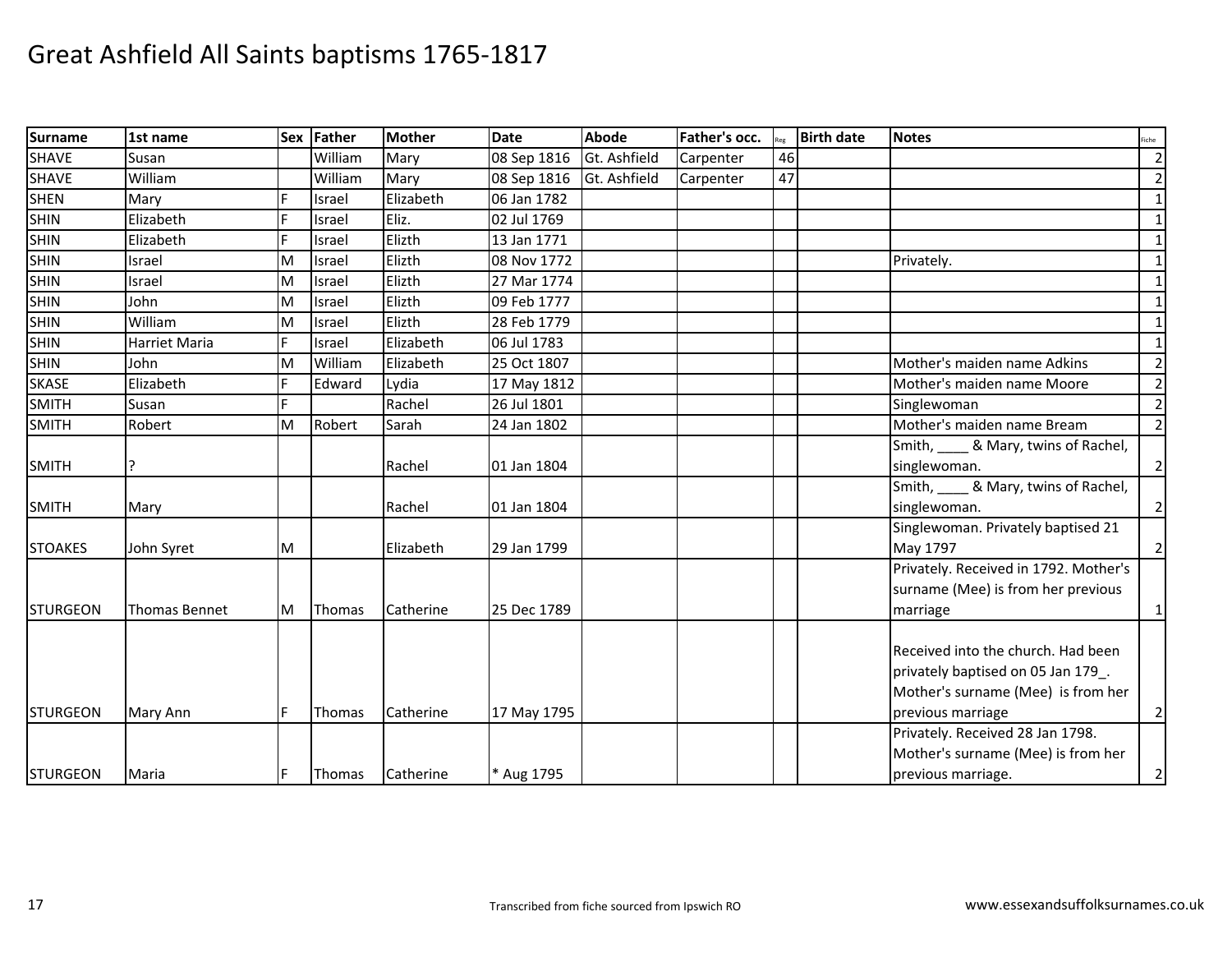# Great Ashfield All Saints baptisms 1765-1817

| Surname | 1st name | Sex | Father | Mother | Date | Abode | Father's occ. | Reg | Birth date | Notes | Fiche |
|---|---|---|---|---|---|---|---|---|---|---|---|
| SHAVE | Susan | | William | Mary | 08 Sep 1816 | Gt. Ashfield | Carpenter | 46 | | | 2 |
| SHAVE | William | | William | Mary | 08 Sep 1816 | Gt. Ashfield | Carpenter | 47 | | | 2 |
| SHEN | Mary | F | Israel | Elizabeth | 06 Jan 1782 | | | | | | 1 |
| SHIN | Elizabeth | F | Israel | Eliz. | 02 Jul 1769 | | | | | | 1 |
| SHIN | Elizabeth | F | Israel | Elizth | 13 Jan 1771 | | | | | | 1 |
| SHIN | Israel | M | Israel | Elizth | 08 Nov 1772 | | | | | Privately. | 1 |
| SHIN | Israel | M | Israel | Elizth | 27 Mar 1774 | | | | | | 1 |
| SHIN | John | M | Israel | Elizth | 09 Feb 1777 | | | | | | 1 |
| SHIN | William | M | Israel | Elizth | 28 Feb 1779 | | | | | | 1 |
| SHIN | Harriet Maria | F | Israel | Elizabeth | 06 Jul 1783 | | | | | | 1 |
| SHIN | John | M | William | Elizabeth | 25 Oct 1807 | | | | | Mother's maiden name Adkins | 2 |
| SKASE | Elizabeth | F | Edward | Lydia | 17 May 1812 | | | | | Mother's maiden name Moore | 2 |
| SMITH | Susan | F | | Rachel | 26 Jul 1801 | | | | | Singlewoman | 2 |
| SMITH | Robert | M | Robert | Sarah | 24 Jan 1802 | | | | | Mother's maiden name Bream | 2 |
| SMITH | ? | | | Rachel | 01 Jan 1804 | | | | | Smith, ____ & Mary, twins of Rachel, singlewoman. | 2 |
| SMITH | Mary | | | Rachel | 01 Jan 1804 | | | | | Smith, ____ & Mary, twins of Rachel, singlewoman. | 2 |
| STOAKES | John Syret | M | | Elizabeth | 29 Jan 1799 | | | | | Singlewoman. Privately baptised 21 May 1797 | 2 |
| STURGEON | Thomas Bennet | M | Thomas | Catherine | 25 Dec 1789 | | | | | Privately. Received in 1792. Mother's surname (Mee) is from her previous marriage | 1 |
| STURGEON | Mary Ann | F | Thomas | Catherine | 17 May 1795 | | | | | Received into the church. Had been privately baptised on 05 Jan 179_. Mother's surname (Mee) is from her previous marriage | 2 |
| STURGEON | Maria | F | Thomas | Catherine | * Aug 1795 | | | | | Privately. Received 28 Jan 1798. Mother's surname (Mee) is from her previous marriage. | 2 |

Transcribed from fiche sourced from Ipswich RO

www.essexandsuffolksurnames.co.uk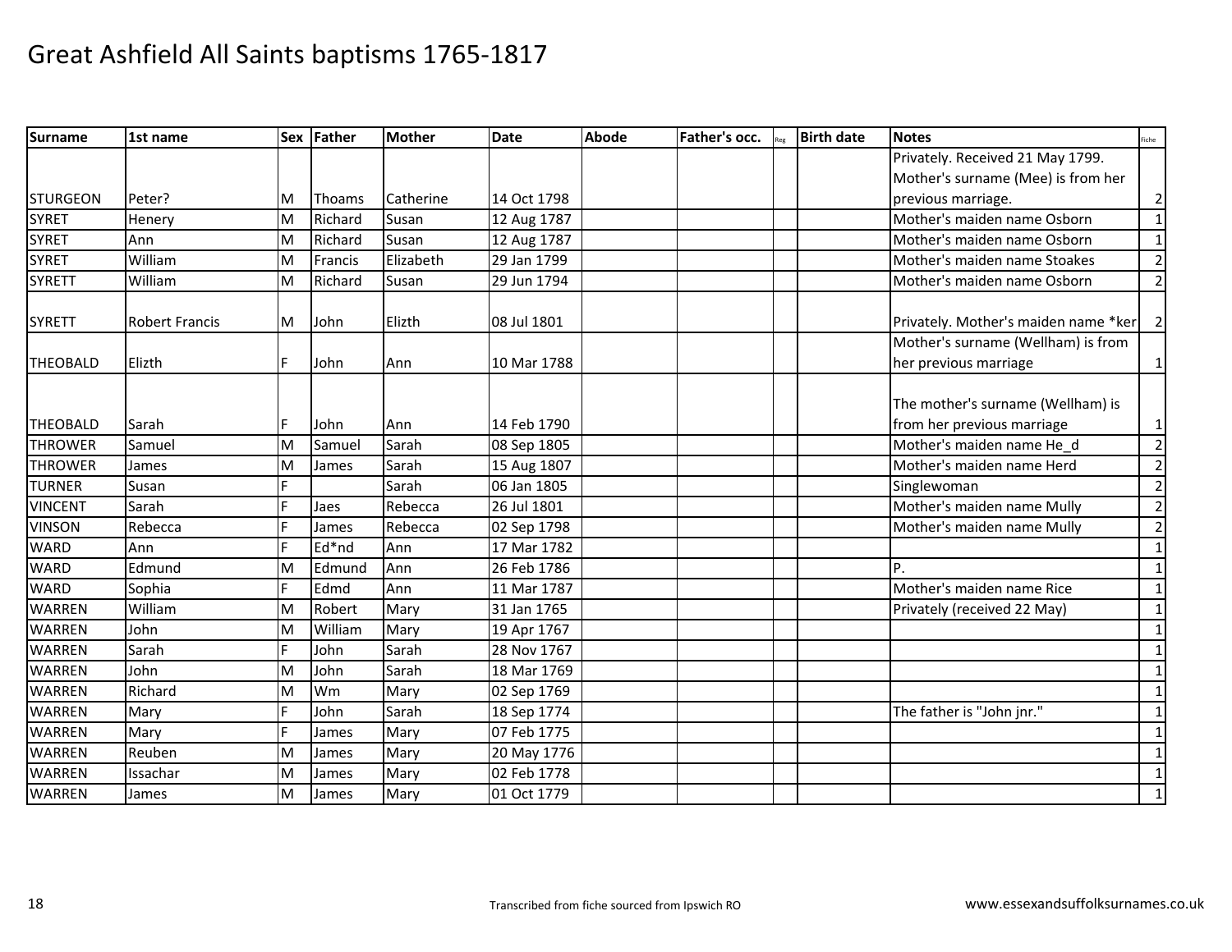# Great Ashfield All Saints baptisms 1765-1817

| Surname | 1st name | Sex | Father | Mother | Date | Abode | Father's occ. | Reg | Birth date | Notes | Fiche |
|---|---|---|---|---|---|---|---|---|---|---|---|
| STURGEON | Peter? | M | Thoams | Catherine | 14 Oct 1798 | | | | | Privately. Received 21 May 1799. Mother's surname (Mee) is from her previous marriage. | 2 |
| SYRET | Henery | M | Richard | Susan | 12 Aug 1787 | | | | | Mother's maiden name Osborn | 1 |
| SYRET | Ann | M | Richard | Susan | 12 Aug 1787 | | | | | Mother's maiden name Osborn | 1 |
| SYRET | William | M | Francis | Elizabeth | 29 Jan 1799 | | | | | Mother's maiden name Stoakes | 2 |
| SYRETT | William | M | Richard | Susan | 29 Jun 1794 | | | | | Mother's maiden name Osborn | 2 |
| SYRETT | Robert Francis | M | John | Elizth | 08 Jul 1801 | | | | | Privately. Mother's maiden name *ker | 2 |
| THEOBALD | Elizth | F | John | Ann | 10 Mar 1788 | | | | | Mother's surname (Wellham) is from her previous marriage | 1 |
| THEOBALD | Sarah | F | John | Ann | 14 Feb 1790 | | | | | The mother's surname (Wellham) is from her previous marriage | 1 |
| THROWER | Samuel | M | Samuel | Sarah | 08 Sep 1805 | | | | | Mother's maiden name He_d | 2 |
| THROWER | James | M | James | Sarah | 15 Aug 1807 | | | | | Mother's maiden name Herd | 2 |
| TURNER | Susan | F | | Sarah | 06 Jan 1805 | | | | | Singlewoman | 2 |
| VINCENT | Sarah | F | Jaes | Rebecca | 26 Jul 1801 | | | | | Mother's maiden name Mully | 2 |
| VINSON | Rebecca | F | James | Rebecca | 02 Sep 1798 | | | | | Mother's maiden name Mully | 2 |
| WARD | Ann | F | Ed*nd | Ann | 17 Mar 1782 | | | | | | 1 |
| WARD | Edmund | M | Edmund | Ann | 26 Feb 1786 | | | | | P. | 1 |
| WARD | Sophia | F | Edmd | Ann | 11 Mar 1787 | | | | | Mother's maiden name Rice | 1 |
| WARREN | William | M | Robert | Mary | 31 Jan 1765 | | | | | Privately (received 22 May) | 1 |
| WARREN | John | M | William | Mary | 19 Apr 1767 | | | | | | 1 |
| WARREN | Sarah | F | John | Sarah | 28 Nov 1767 | | | | | | 1 |
| WARREN | John | M | John | Sarah | 18 Mar 1769 | | | | | | 1 |
| WARREN | Richard | M | Wm | Mary | 02 Sep 1769 | | | | | | 1 |
| WARREN | Mary | F | John | Sarah | 18 Sep 1774 | | | | | The father is "John jnr." | 1 |
| WARREN | Mary | F | James | Mary | 07 Feb 1775 | | | | | | 1 |
| WARREN | Reuben | M | James | Mary | 20 May 1776 | | | | | | 1 |
| WARREN | Issachar | M | James | Mary | 02 Feb 1778 | | | | | | 1 |
| WARREN | James | M | James | Mary | 01 Oct 1779 | | | | | | 1 |

Transcribed from fiche sourced from Ipswich RO

www.essexandsuffolksurnames.co.uk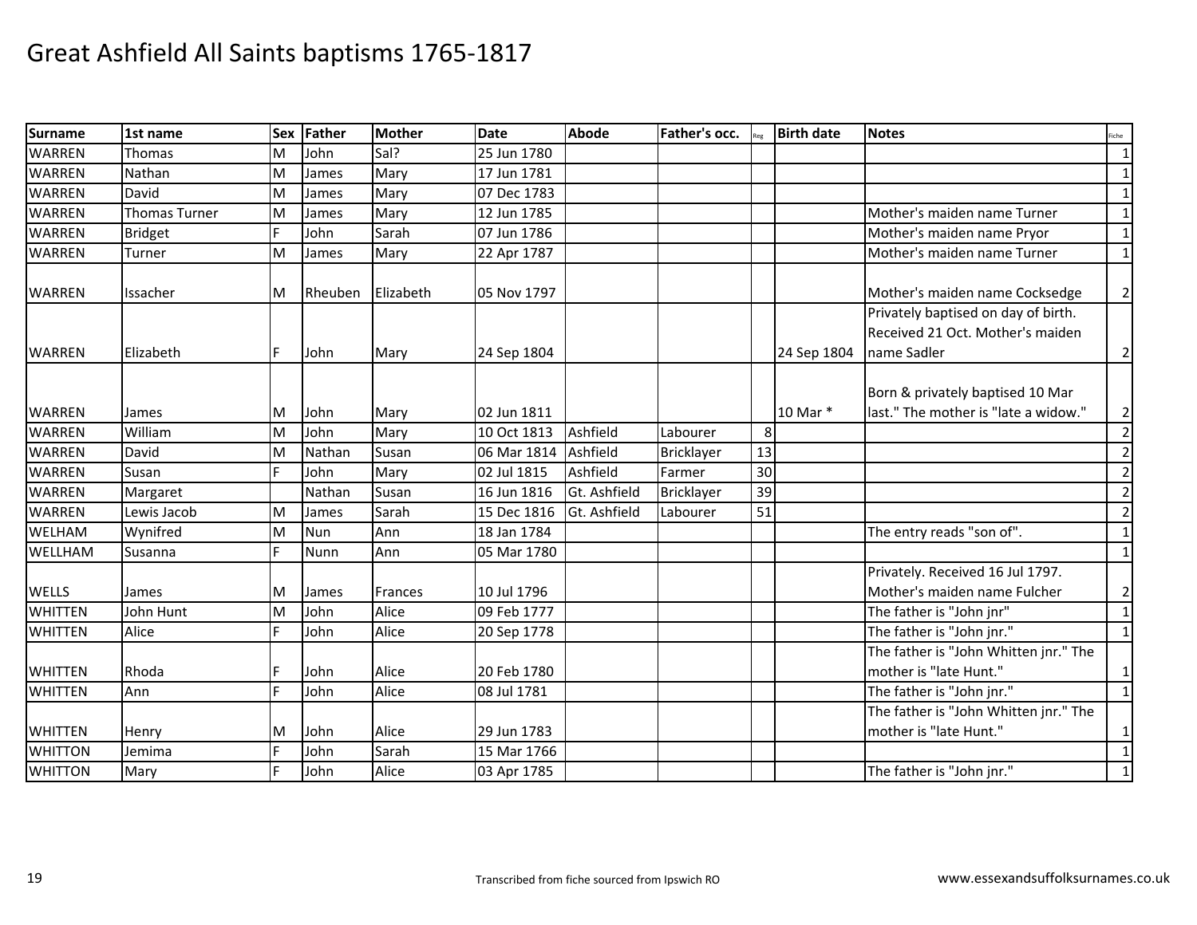# Great Ashfield All Saints baptisms 1765-1817

| Surname | 1st name | Sex | Father | Mother | Date | Abode | Father's occ. | Reg | Birth date | Notes | Fiche |
|---|---|---|---|---|---|---|---|---|---|---|---|
| WARREN | Thomas | M | John | Sal? | 25 Jun 1780 | | | | | | 1 |
| WARREN | Nathan | M | James | Mary | 17 Jun 1781 | | | | | | 1 |
| WARREN | David | M | James | Mary | 07 Dec 1783 | | | | | | 1 |
| WARREN | Thomas Turner | M | James | Mary | 12 Jun 1785 | | | | | Mother's maiden name Turner | 1 |
| WARREN | Bridget | F | John | Sarah | 07 Jun 1786 | | | | | Mother's maiden name Pryor | 1 |
| WARREN | Turner | M | James | Mary | 22 Apr 1787 | | | | | Mother's maiden name Turner | 1 |
| WARREN | Issacher | M | Rheuben | Elizabeth | 05 Nov 1797 | | | | | Mother's maiden name Cocksedge | 2 |
| WARREN | Elizabeth | F | John | Mary | 24 Sep 1804 | | | | 24 Sep 1804 | Privately baptised on day of birth. Received 21 Oct. Mother's maiden name Sadler | 2 |
| WARREN | James | M | John | Mary | 02 Jun 1811 | | | | 10 Mar * | Born & privately baptised 10 Mar last." The mother is "late a widow." | 2 |
| WARREN | William | M | John | Mary | 10 Oct 1813 | Ashfield | Labourer | 8 | | | 2 |
| WARREN | David | M | Nathan | Susan | 06 Mar 1814 | Ashfield | Bricklayer | 13 | | | 2 |
| WARREN | Susan | F | John | Mary | 02 Jul 1815 | Ashfield | Farmer | 30 | | | 2 |
| WARREN | Margaret | | Nathan | Susan | 16 Jun 1816 | Gt. Ashfield | Bricklayer | 39 | | | 2 |
| WARREN | Lewis Jacob | M | James | Sarah | 15 Dec 1816 | Gt. Ashfield | Labourer | 51 | | | 2 |
| WELHAM | Wynifred | M | Nun | Ann | 18 Jan 1784 | | | | | The entry reads "son of". | 1 |
| WELLHAM | Susanna | F | Nunn | Ann | 05 Mar 1780 | | | | | | 1 |
| WELLS | James | M | James | Frances | 10 Jul 1796 | | | | | Privately. Received 16 Jul 1797. Mother's maiden name Fulcher | 2 |
| WHITTEN | John Hunt | M | John | Alice | 09 Feb 1777 | | | | | The father is "John jnr" | 1 |
| WHITTEN | Alice | F | John | Alice | 20 Sep 1778 | | | | | The father is "John jnr." | 1 |
| WHITTEN | Rhoda | F | John | Alice | 20 Feb 1780 | | | | | The father is "John Whitten jnr." The mother is "late Hunt." | 1 |
| WHITTEN | Ann | F | John | Alice | 08 Jul 1781 | | | | | The father is "John jnr." | 1 |
| WHITTEN | Henry | M | John | Alice | 29 Jun 1783 | | | | | The father is "John Whitten jnr." The mother is "late Hunt." | 1 |
| WHITTON | Jemima | F | John | Sarah | 15 Mar 1766 | | | | | | 1 |
| WHITTON | Mary | F | John | Alice | 03 Apr 1785 | | | | | The father is "John jnr." | 1 |

Transcribed from fiche sourced from Ipswich RO

www.essexandsuffolksurnames.co.uk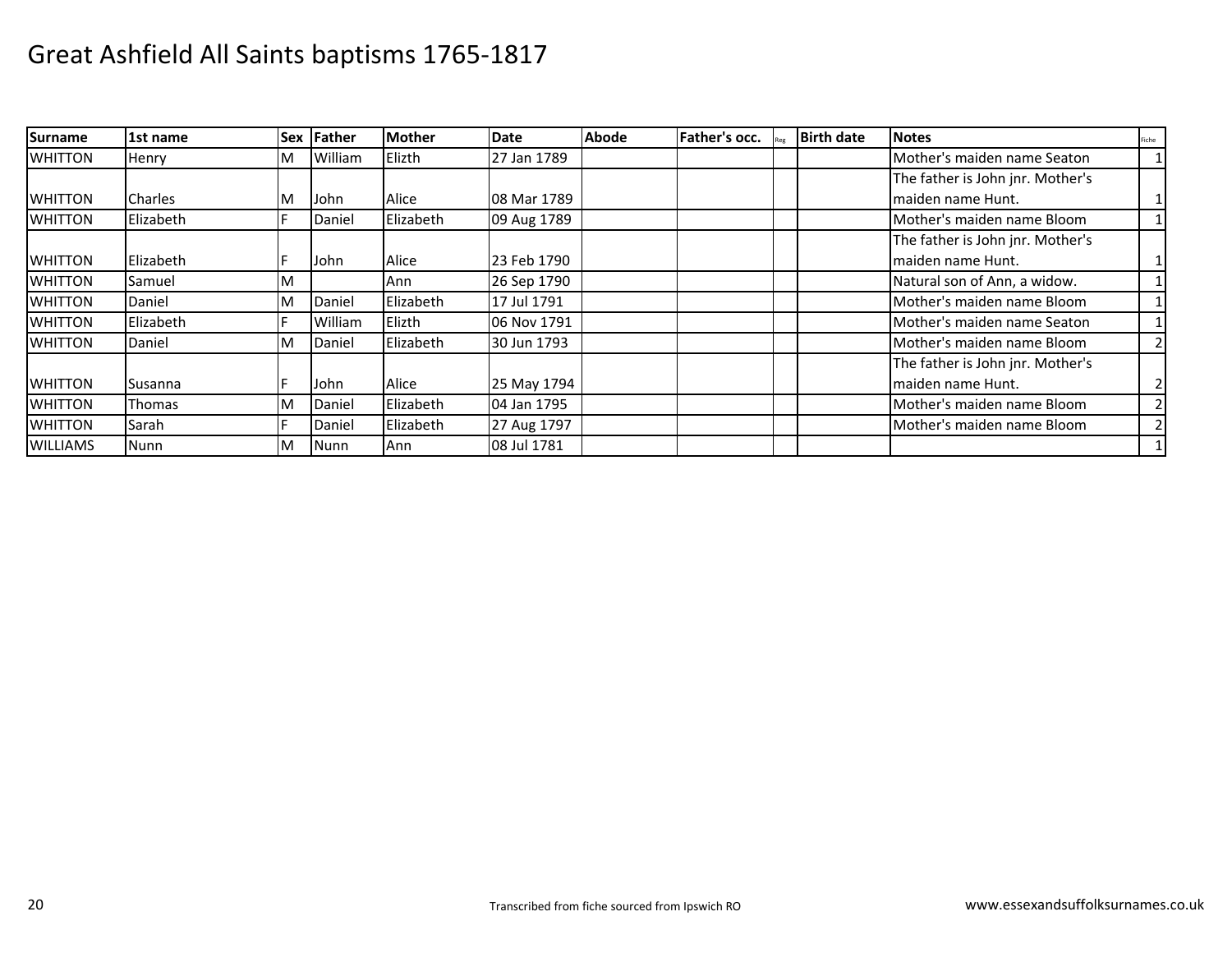# Great Ashfield All Saints baptisms 1765-1817

| Surname | 1st name | Sex | Father | Mother | Date | Abode | Father's occ. | Reg | Birth date | Notes | Fiche |
|---|---|---|---|---|---|---|---|---|---|---|---|
| WHITTON | Henry | M | William | Elizth | 27 Jan 1789 | | | | | Mother's maiden name Seaton | 1 |
| WHITTON | Charles | M | John | Alice | 08 Mar 1789 | | | | | The father is John jnr. Mother's maiden name Hunt. | 1 |
| WHITTON | Elizabeth | F | Daniel | Elizabeth | 09 Aug 1789 | | | | | Mother's maiden name Bloom | 1 |
| WHITTON | Elizabeth | F | John | Alice | 23 Feb 1790 | | | | | The father is John jnr. Mother's maiden name Hunt. | 1 |
| WHITTON | Samuel | M | | Ann | 26 Sep 1790 | | | | | Natural son of Ann, a widow. | 1 |
| WHITTON | Daniel | M | Daniel | Elizabeth | 17 Jul 1791 | | | | | Mother's maiden name Bloom | 1 |
| WHITTON | Elizabeth | F | William | Elizth | 06 Nov 1791 | | | | | Mother's maiden name Seaton | 1 |
| WHITTON | Daniel | M | Daniel | Elizabeth | 30 Jun 1793 | | | | | Mother's maiden name Bloom | 2 |
| WHITTON | Susanna | F | John | Alice | 25 May 1794 | | | | | The father is John jnr. Mother's maiden name Hunt. | 2 |
| WHITTON | Thomas | M | Daniel | Elizabeth | 04 Jan 1795 | | | | | Mother's maiden name Bloom | 2 |
| WHITTON | Sarah | F | Daniel | Elizabeth | 27 Aug 1797 | | | | | Mother's maiden name Bloom | 2 |
| WILLIAMS | Nunn | M | Nunn | Ann | 08 Jul 1781 | | | | | | 1 |

Transcribed from fiche sourced from Ipswich RO

www.essexandsuffolksurnames.co.uk